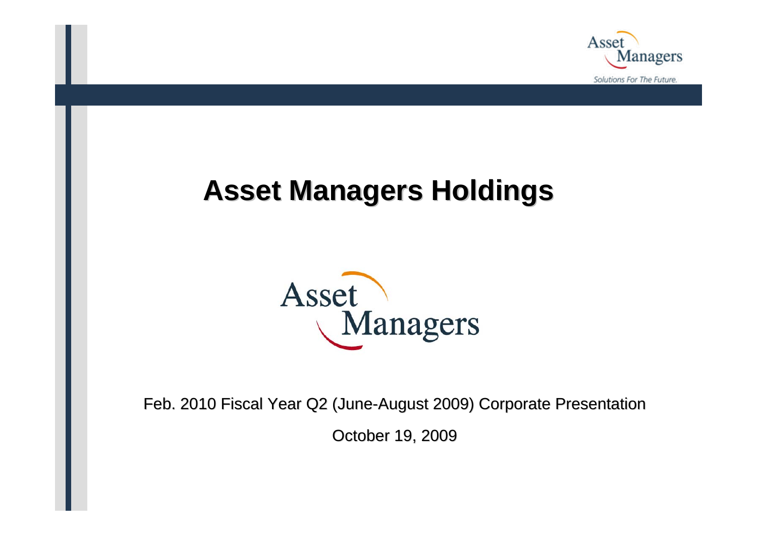# Asset Managers Holdings

Feb. 2010 Fiscal Year Q2 (June-August 2009) Corporate Presentation

October 19, 2009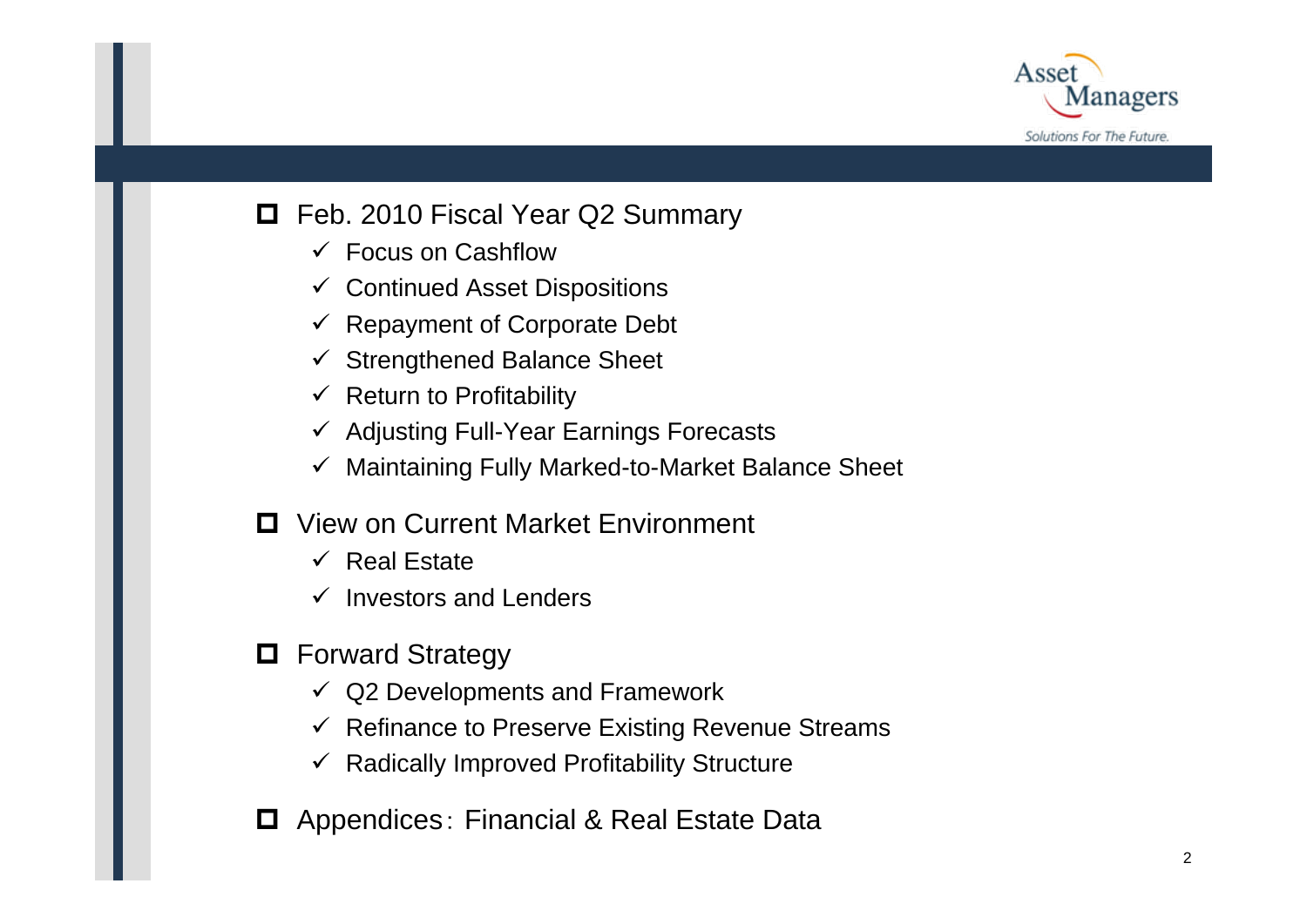- Feb. 2010 Fiscal Year Q2 Summary
  - ✓ Focus on Cashflow
  - ✓ Continued Asset Dispositions
  - ✓ Repayment of Corporate Debt
  - ✓ Strengthened Balance Sheet
  - ✓ Return to Profitability
  - ✓ Adjusting Full-Year Earnings Forecasts
  - ✓ Maintaining Fully Marked-to-Market Balance Sheet
- View on Current Market Environment
  - ✓ Real Estate
  - ✓ Investors and Lenders
- Forward Strategy
  - ✓ Q2 Developments and Framework
  - ✓ Refinance to Preserve Existing Revenue Streams
  - ✓ Radically Improved Profitability Structure
- Appendices：Financial & Real Estate Data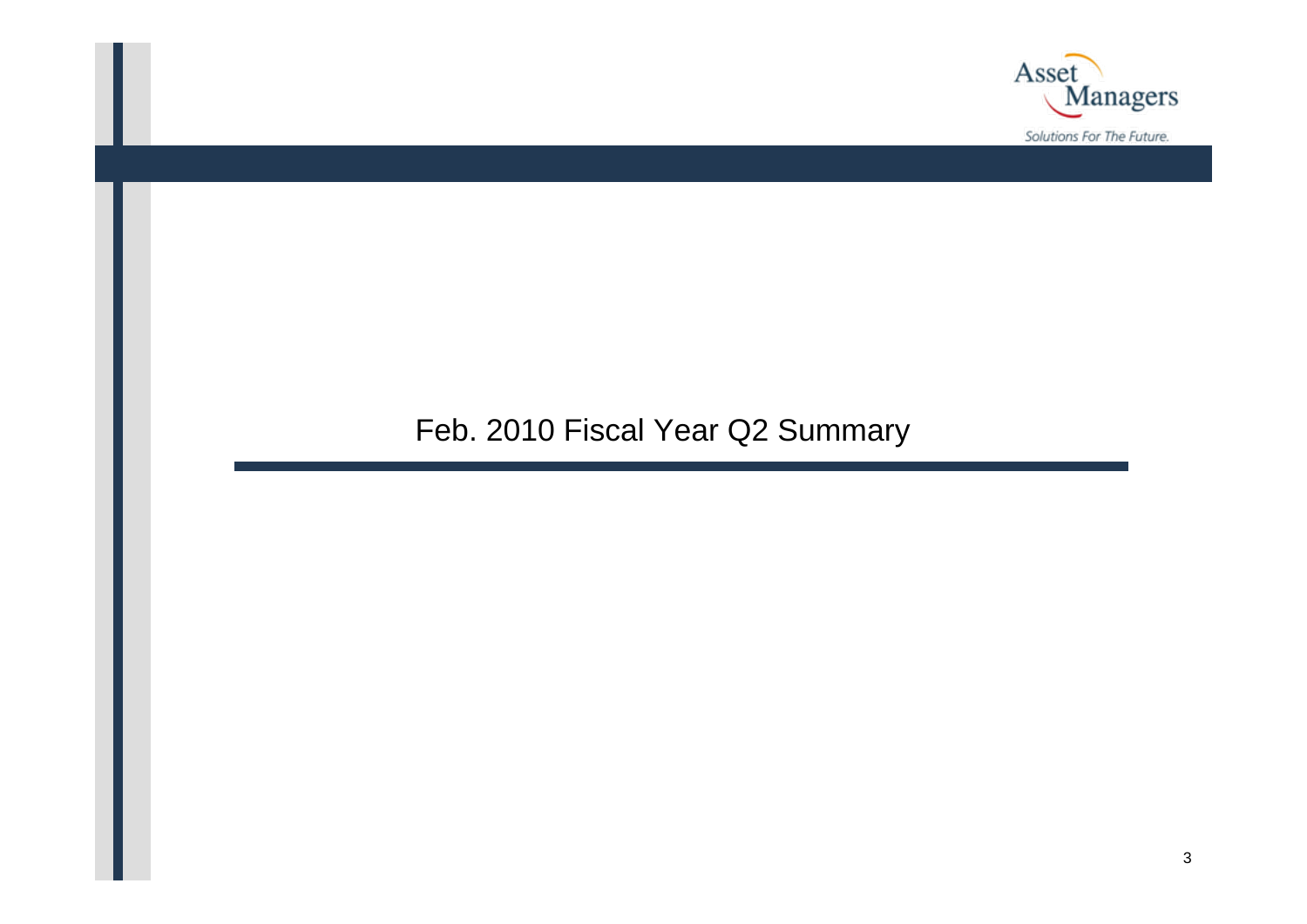# Feb. 2010 Fiscal Year Q2 Summary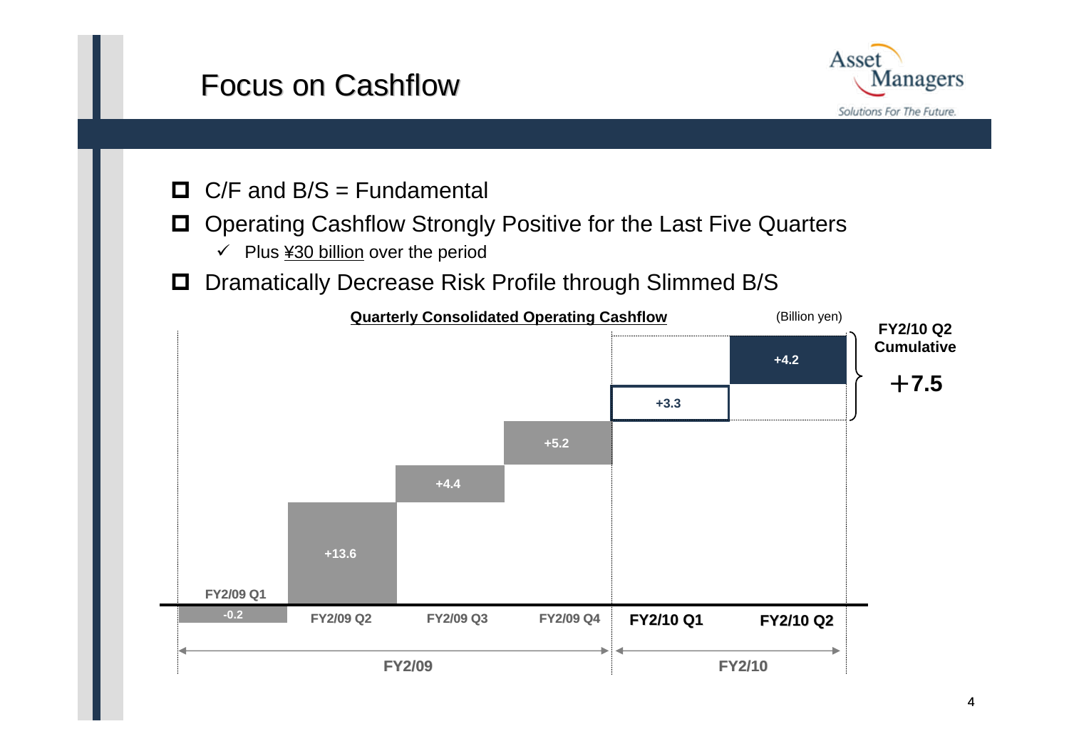# Focus on Cashflow

- C/F and B/S = Fundamental
- Operating Cashflow Strongly Positive for the Last Five Quarters
  - ✓ Plus ¥30 billion over the period
- Dramatically Decrease Risk Profile through Slimmed B/S

**Quarterly Consolidated Operating Cashflow** (Billion yen)

| Fiscal Year | Quarter | Operating Cashflow |
|---|---|---|
| FY2/09 | FY2/09 Q1 | -0.2 |
| FY2/09 | FY2/09 Q2 | +13.6 |
| FY2/09 | FY2/09 Q3 | +4.4 |
| FY2/09 | FY2/09 Q4 | +5.2 |
| FY2/10 | FY2/10 Q1 | +3.3 |
| FY2/10 | FY2/10 Q2 | +4.2 |

**FY2/10 Q2 Cumulative**

**＋7.5**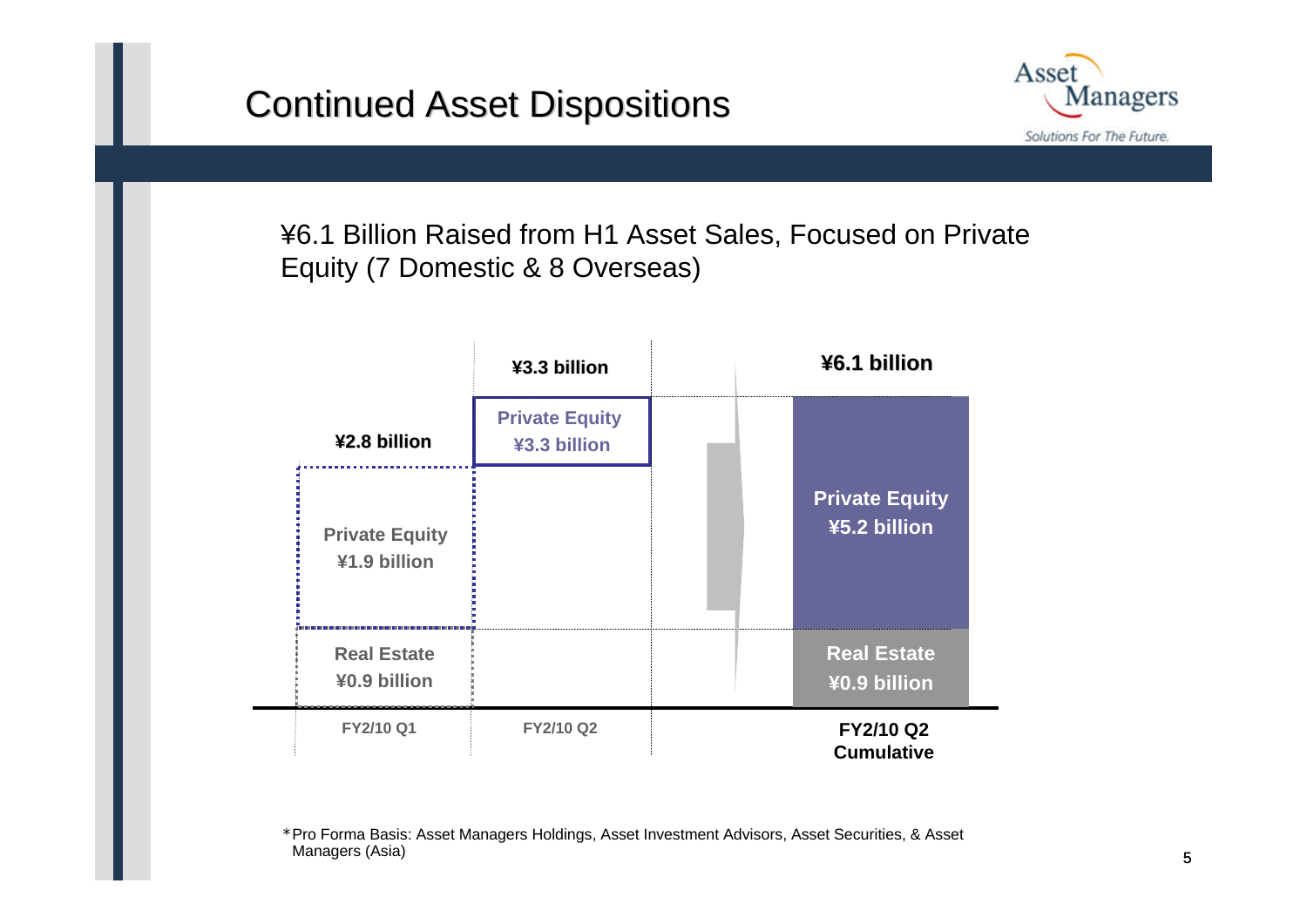# Continued Asset Dispositions

¥6.1 Billion Raised from H1 Asset Sales, Focused on Private Equity (7 Domestic & 8 Overseas)

| | FY2/10 Q1 | FY2/10 Q2 | FY2/10 Q2 Cumulative |
|---|---|---|---|
| Private Equity | ¥1.9 billion | ¥3.3 billion | ¥5.2 billion |
| Real Estate | ¥0.9 billion | | ¥0.9 billion |
| Total | ¥2.8 billion | ¥3.3 billion | ¥6.1 billion |

*Pro Forma Basis: Asset Managers Holdings, Asset Investment Advisors, Asset Securities, & Asset Managers (Asia)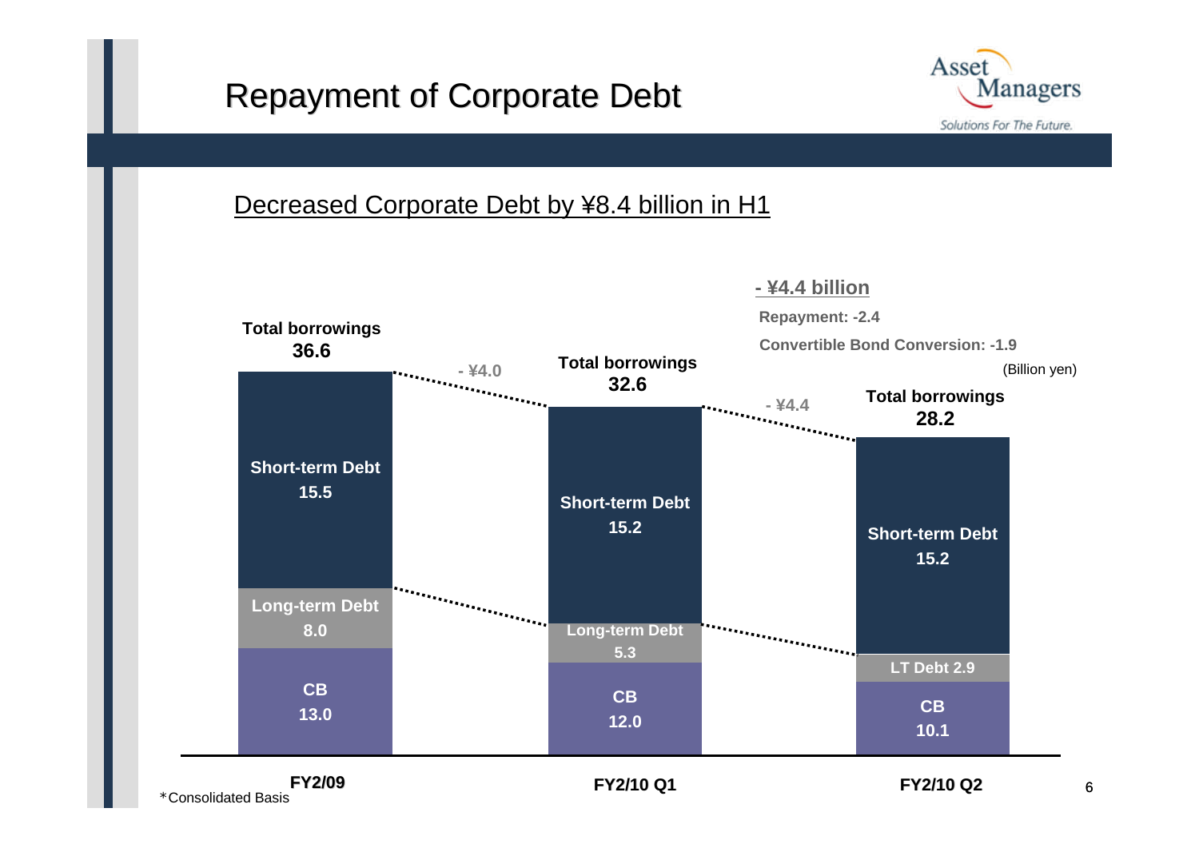# Repayment of Corporate Debt

Decreased Corporate Debt by ¥8.4 billion in H1

(Billion yen)

| | FY2/09 | FY2/10 Q1 | FY2/10 Q2 |
|---|---|---|---|
| Short-term Debt | 15.5 | 15.2 | 15.2 |
| Long-term Debt | 8.0 | 5.3 | 2.9 |
| CB | 13.0 | 12.0 | 10.1 |
| Total borrowings | 36.6 | 32.6 | 28.2 |

Change FY2/09 → FY2/10 Q1: - ¥4.0

Change FY2/10 Q1 → FY2/10 Q2: - ¥4.4

**- ¥4.4 billion**

- Repayment: -2.4
- Convertible Bond Conversion: -1.9

*Consolidated Basis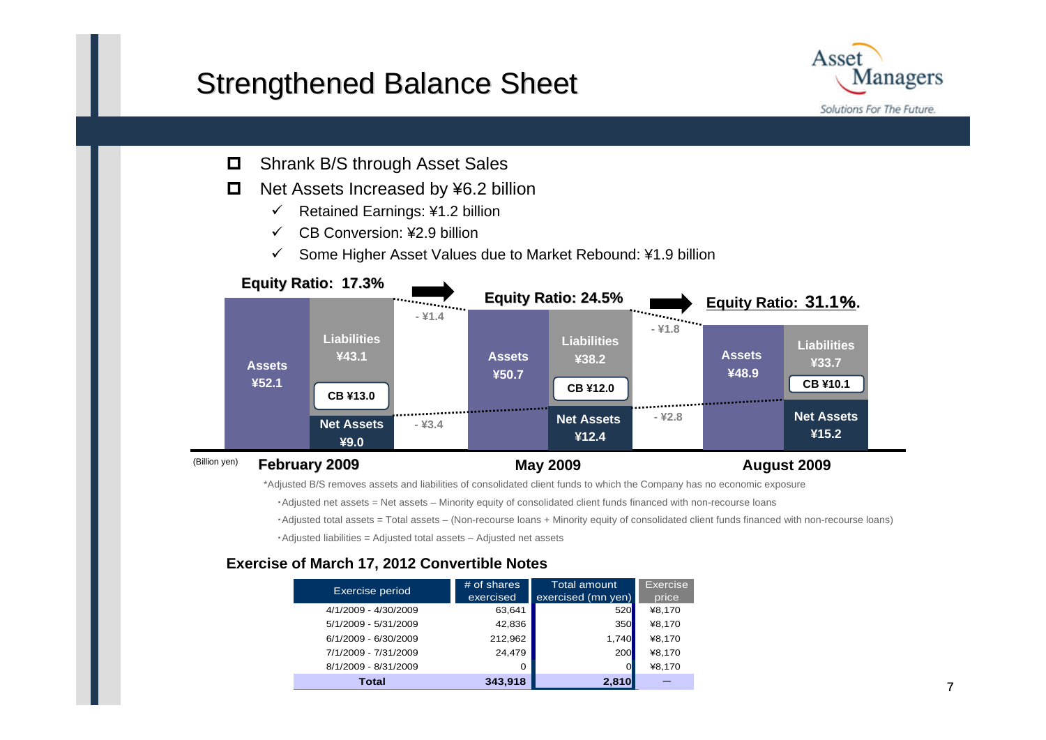# Strengthened Balance Sheet

- Shrank B/S through Asset Sales
- Net Assets Increased by ¥6.2 billion
  - ✓ Retained Earnings: ¥1.2 billion
  - ✓ CB Conversion: ¥2.9 billion
  - ✓ Some Higher Asset Values due to Market Rebound: ¥1.9 billion

(Billion yen)

| | February 2009 | May 2009 | August 2009 |
|---|---|---|---|
| Equity Ratio | 17.3% | 24.5% | 31.1% |
| Assets | ¥52.1 | ¥50.7 | ¥48.9 |
| Liabilities | ¥43.1 | ¥38.2 | ¥33.7 |
| CB | ¥13.0 | ¥12.0 | ¥10.1 |
| Net Assets | ¥9.0 | ¥12.4 | ¥15.2 |

Change in Assets: February 2009 → May 2009: - ¥1.4; May 2009 → August 2009: - ¥1.8

Change in Net Assets: February 2009 → May 2009: - ¥3.4; May 2009 → August 2009: - ¥2.8

*Adjusted B/S removes assets and liabilities of consolidated client funds to which the Company has no economic exposure

・Adjusted net assets = Net assets – Minority equity of consolidated client funds financed with non-recourse loans

・Adjusted total assets = Total assets – (Non-recourse loans + Minority equity of consolidated client funds financed with non-recourse loans)

・Adjusted liabilities = Adjusted total assets – Adjusted net assets

## Exercise of March 17, 2012 Convertible Notes

| Exercise period | # of shares exercised | Total amount exercised (mn yen) | Exercise price |
|---|---|---|---|
| 4/1/2009 - 4/30/2009 | 63,641 | 520 | ¥8,170 |
| 5/1/2009 - 5/31/2009 | 42,836 | 350 | ¥8,170 |
| 6/1/2009 - 6/30/2009 | 212,962 | 1,740 | ¥8,170 |
| 7/1/2009 - 7/31/2009 | 24,479 | 200 | ¥8,170 |
| 8/1/2009 - 8/31/2009 | 0 | 0 | ¥8,170 |
| **Total** | **343,918** | **2,810** | – |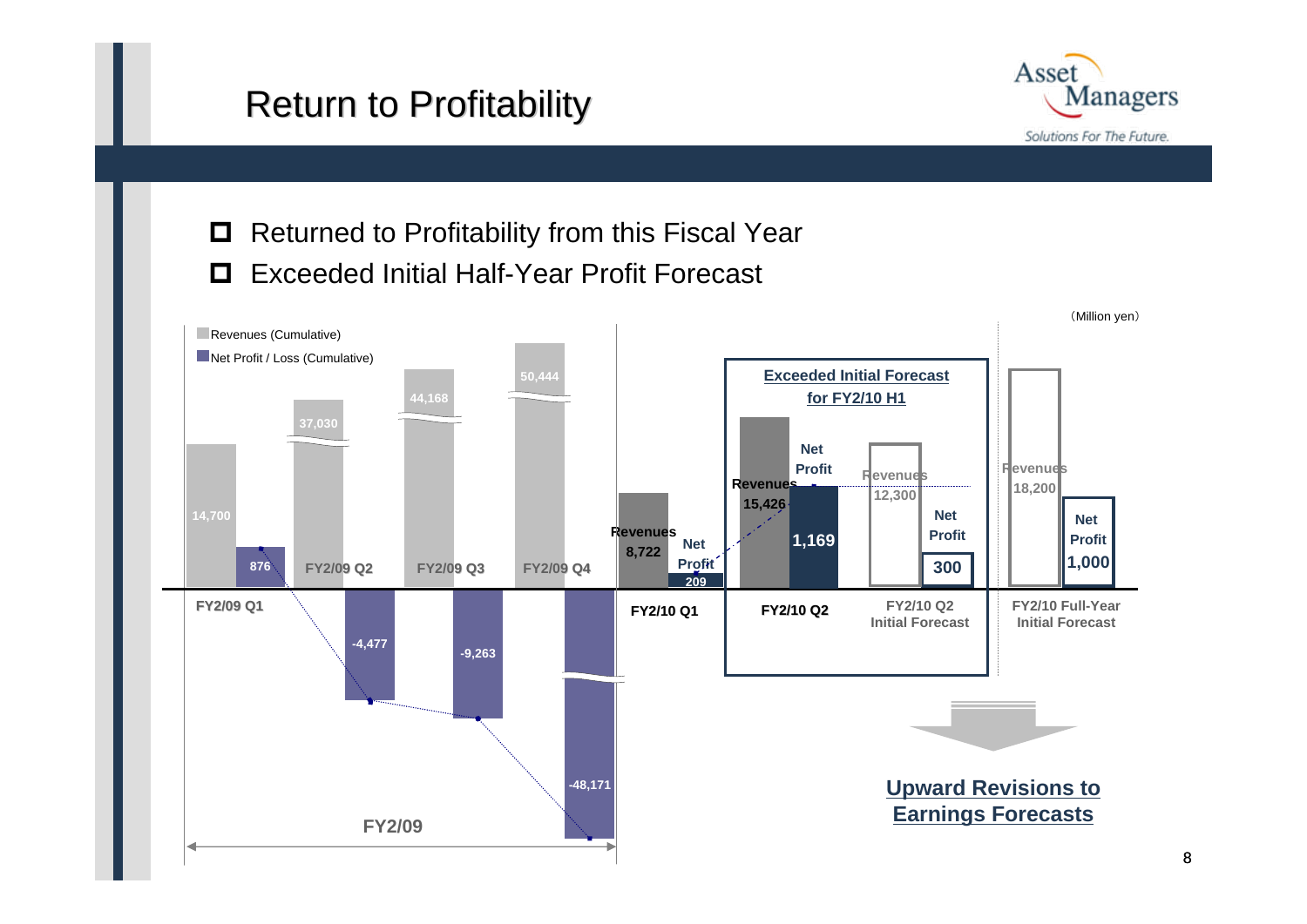# Return to Profitability

- Returned to Profitability from this Fiscal Year
- Exceeded Initial Half-Year Profit Forecast

(Million yen)

Revenues (Cumulative)
Net Profit / Loss (Cumulative)

| | Revenues | Net Profit / Loss |
|---|---|---|
| FY2/09 Q1 | 14,700 | 876 |
| FY2/09 Q2 | 37,030 | -4,477 |
| FY2/09 Q3 | 44,168 | -9,263 |
| FY2/09 Q4 | 50,444 | -48,171 |
| FY2/10 Q1 | 8,722 | 209 |
| FY2/10 Q2 | 15,426 | 1,169 |
| FY2/10 Q2 Initial Forecast | 12,300 | 300 |
| FY2/10 Full-Year Initial Forecast | 18,200 | 1,000 |

FY2/09

**Exceeded Initial Forecast for FY2/10 H1**

**Upward Revisions to Earnings Forecasts**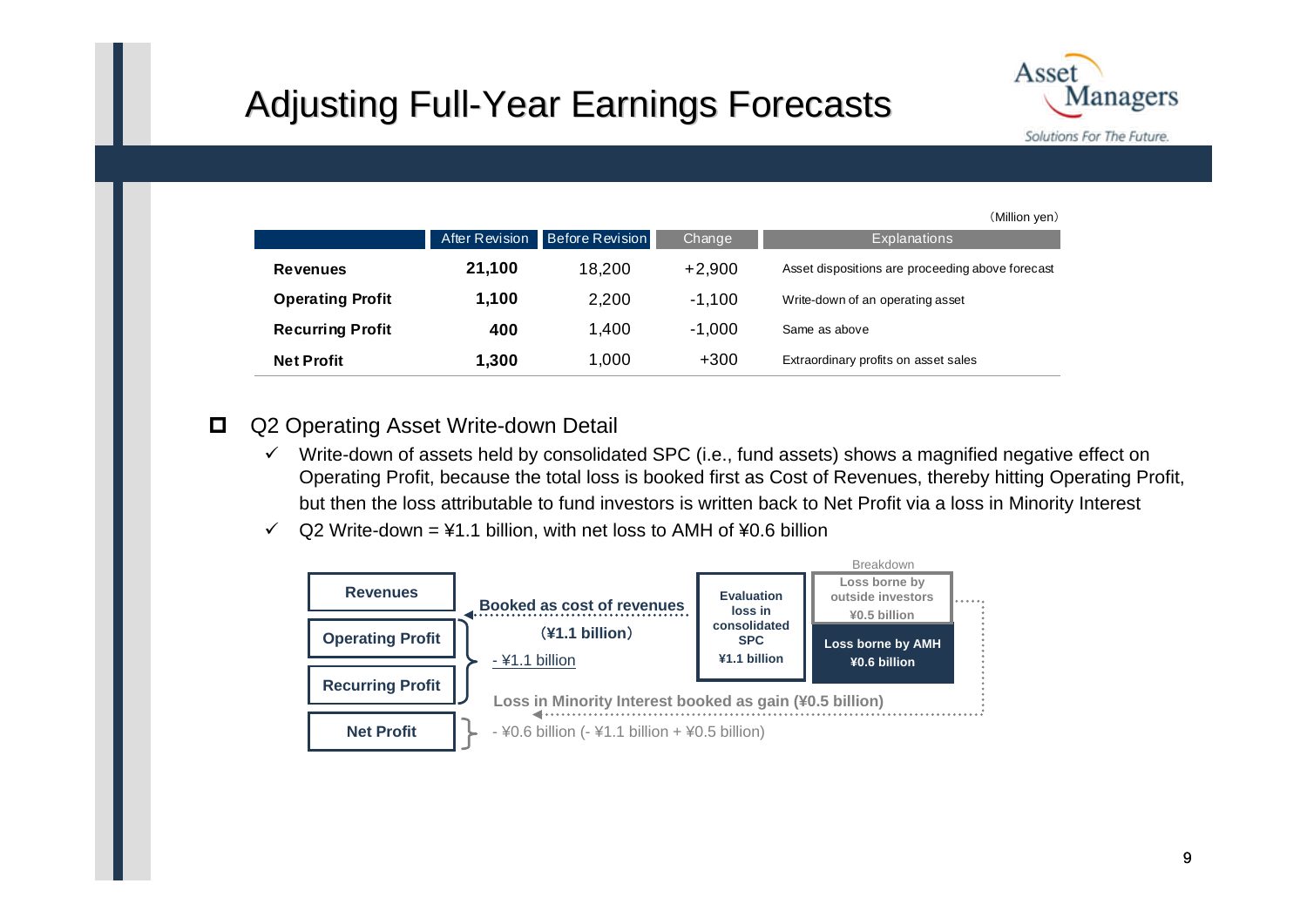# Adjusting Full-Year Earnings Forecasts

（Million yen）

| | After Revision | Before Revision | Change | Explanations |
|---|---|---|---|---|
| **Revenues** | **21,100** | 18,200 | +2,900 | Asset dispositions are proceeding above forecast |
| **Operating Profit** | **1,100** | 2,200 | -1,100 | Write-down of an operating asset |
| **Recurring Profit** | **400** | 1,400 | -1,000 | Same as above |
| **Net Profit** | **1,300** | 1,000 | +300 | Extraordinary profits on asset sales |

## Q2 Operating Asset Write-down Detail

- ✓ Write-down of assets held by consolidated SPC (i.e., fund assets) shows a magnified negative effect on Operating Profit, because the total loss is booked first as Cost of Revenues, thereby hitting Operating Profit, but then the loss attributable to fund investors is written back to Net Profit via a loss in Minority Interest
- ✓ Q2 Write-down = ¥1.1 billion, with net loss to AMH of ¥0.6 billion

**Revenues**

**Operating Profit**

**Recurring Profit**

**Net Profit**

**Booked as cost of revenues**

**（¥1.1 billion）**

- ¥1.1 billion

**Evaluation loss in consolidated SPC ¥1.1 billion**

Breakdown

**Loss borne by outside investors ¥0.5 billion**

**Loss borne by AMH ¥0.6 billion**

**Loss in Minority Interest booked as gain (¥0.5 billion)**

- ¥0.6 billion (- ¥1.1 billion + ¥0.5 billion)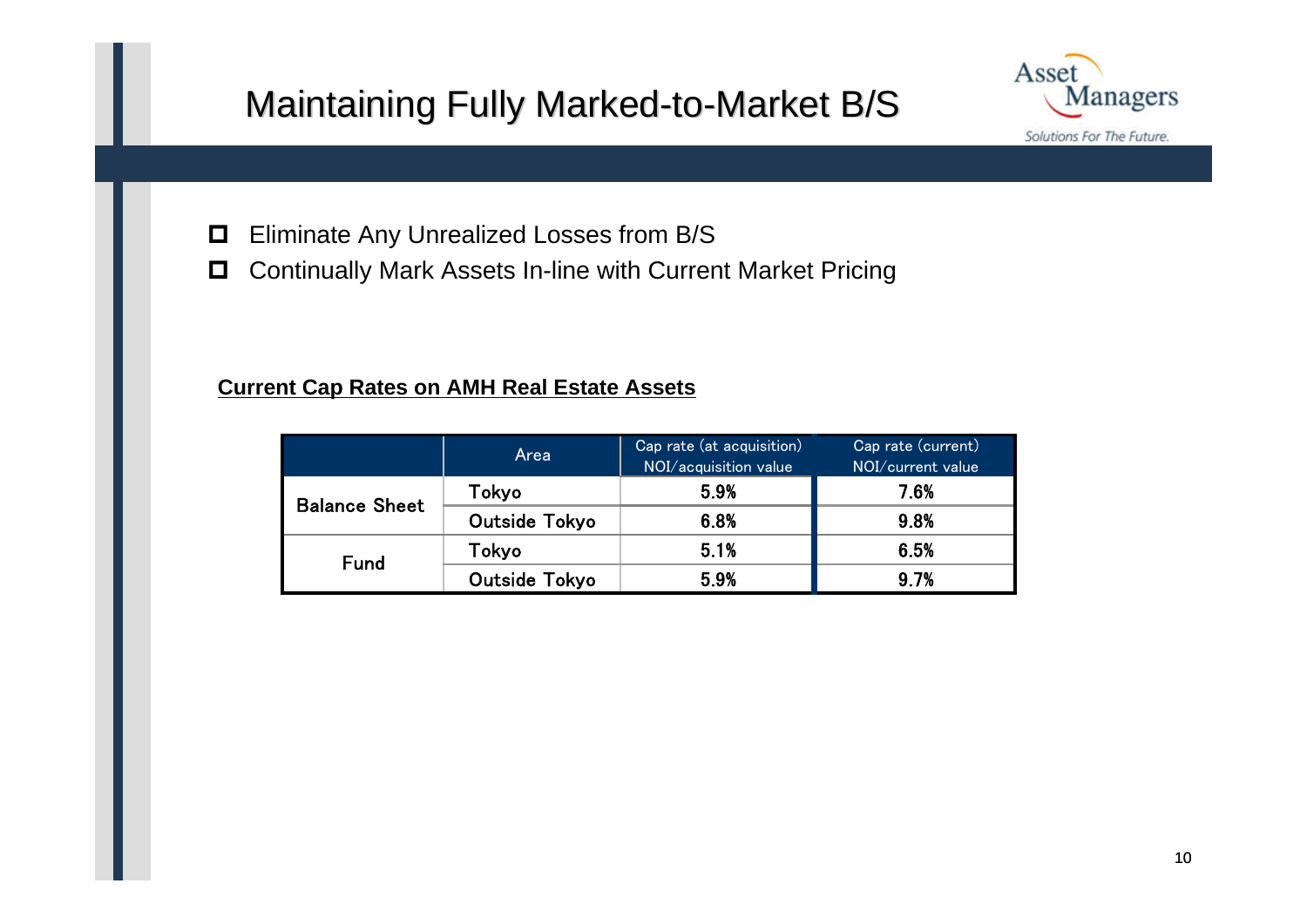# Maintaining Fully Marked-to-Market B/S

- Eliminate Any Unrealized Losses from B/S
- Continually Mark Assets In-line with Current Market Pricing

**Current Cap Rates on AMH Real Estate Assets**

| | Area | Cap rate (at acquisition) NOI/acquisition value | Cap rate (current) NOI/current value |
|---|---|---|---|
| Balance Sheet | Tokyo | 5.9% | 7.6% |
| | Outside Tokyo | 6.8% | 9.8% |
| Fund | Tokyo | 5.1% | 6.5% |
| | Outside Tokyo | 5.9% | 9.7% |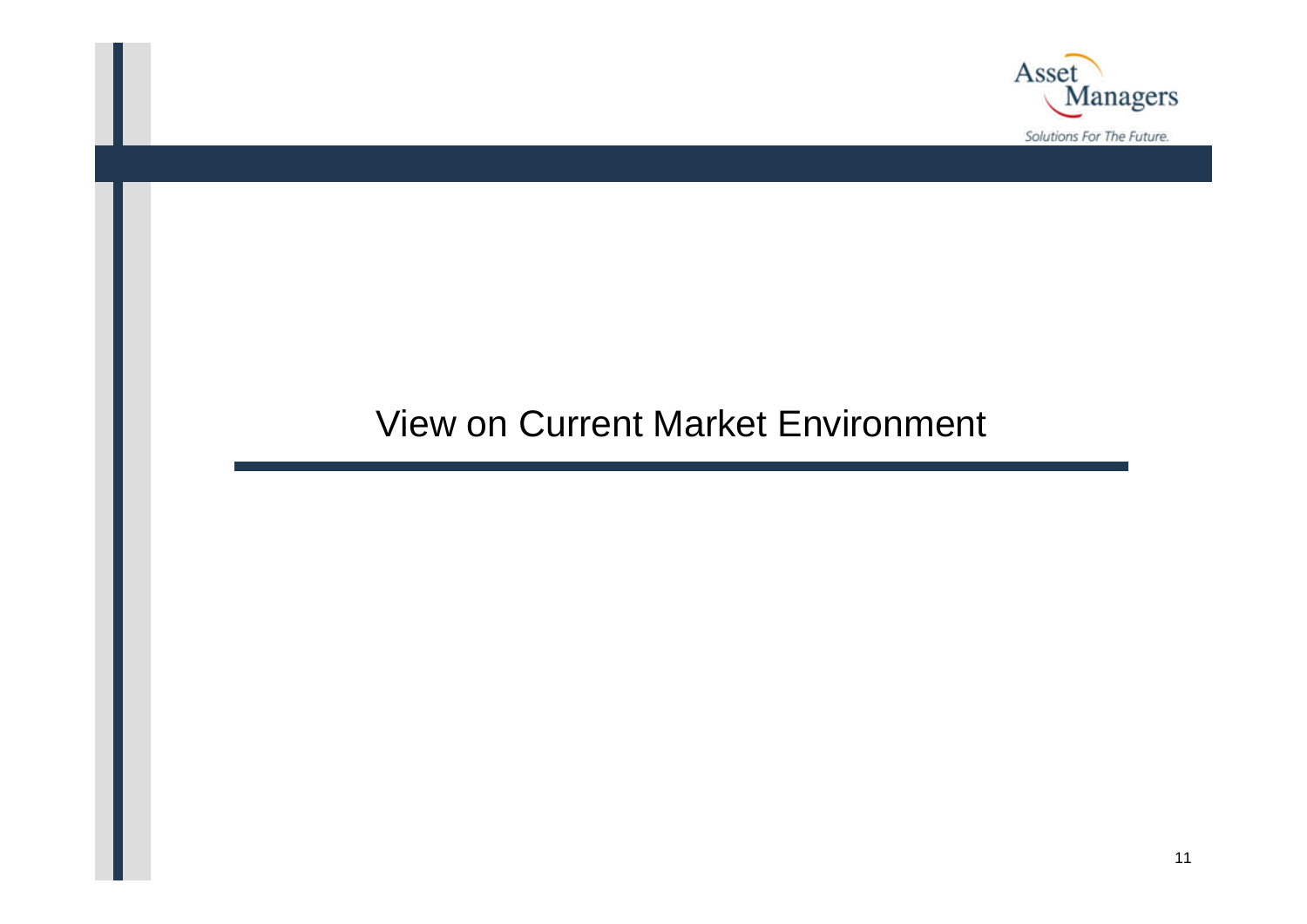# View on Current Market Environment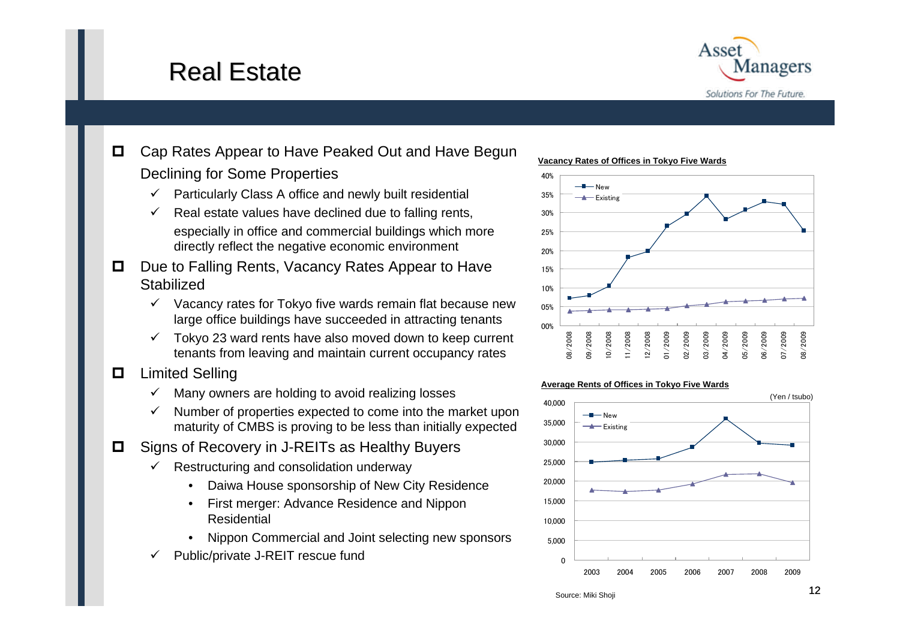# Real Estate

- Cap Rates Appear to Have Peaked Out and Have Begun Declining for Some Properties
  - ✓ Particularly Class A office and newly built residential
  - ✓ Real estate values have declined due to falling rents, especially in office and commercial buildings which more directly reflect the negative economic environment
- Due to Falling Rents, Vacancy Rates Appear to Have Stabilized
  - ✓ Vacancy rates for Tokyo five wards remain flat because new large office buildings have succeeded in attracting tenants
  - ✓ Tokyo 23 ward rents have also moved down to keep current tenants from leaving and maintain current occupancy rates
- Limited Selling
  - ✓ Many owners are holding to avoid realizing losses
  - ✓ Number of properties expected to come into the market upon maturity of CMBS is proving to be less than initially expected
- Signs of Recovery in J-REITs as Healthy Buyers
  - ✓ Restructuring and consolidation underway
    - Daiwa House sponsorship of New City Residence
    - First merger: Advance Residence and Nippon Residential
    - Nippon Commercial and Joint selecting new sponsors
  - ✓ Public/private J-REIT rescue fund

**Vacancy Rates of Offices in Tokyo Five Wards**

**Average Rents of Offices in Tokyo Five Wards**

(Yen / tsubo)

Source: Miki Shoji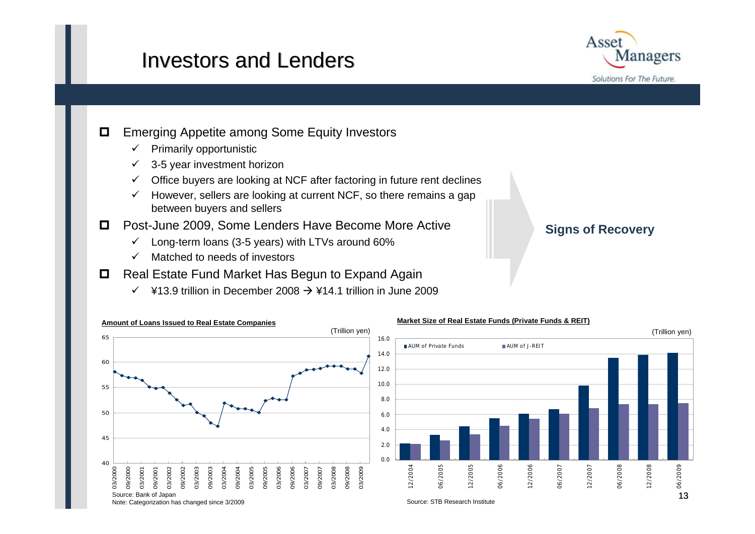# Investors and Lenders

- Emerging Appetite among Some Equity Investors
  - ✓ Primarily opportunistic
  - ✓ 3-5 year investment horizon
  - ✓ Office buyers are looking at NCF after factoring in future rent declines
  - ✓ However, sellers are looking at current NCF, so there remains a gap between buyers and sellers
- Post-June 2009, Some Lenders Have Become More Active
  - ✓ Long-term loans (3-5 years) with LTVs around 60%
  - ✓ Matched to needs of investors
- Real Estate Fund Market Has Begun to Expand Again
  - ✓ ¥13.9 trillion in December 2008 → ¥14.1 trillion in June 2009

**Signs of Recovery**

**Amount of Loans Issued to Real Estate Companies**

(Trillion yen)

Source: Bank of Japan

Note: Categorization has changed since 3/2009

**Market Size of Real Estate Funds (Private Funds & REIT)**

(Trillion yen)

AUM of Private Funds / AUM of J-REIT

Source: STB Research Institute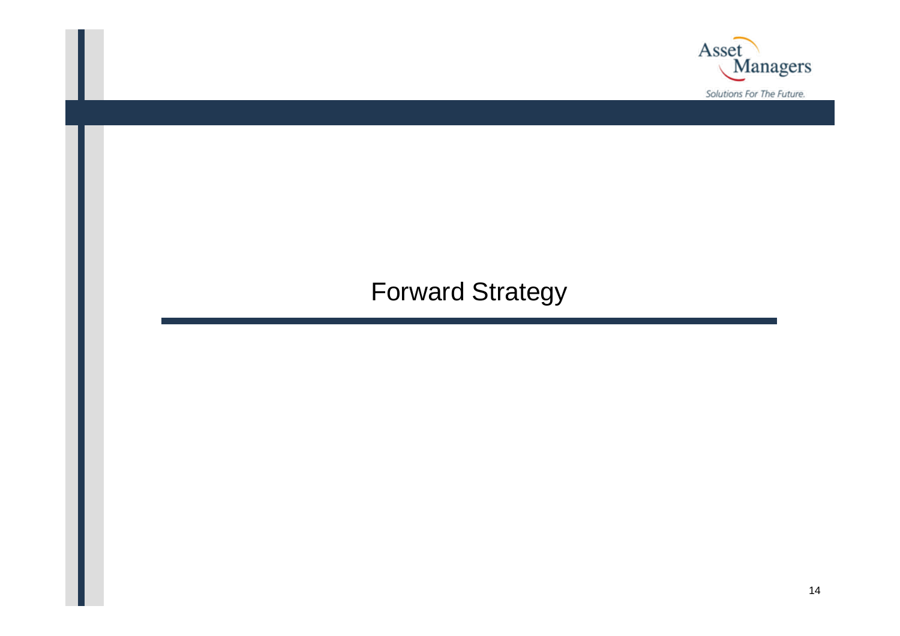# Forward Strategy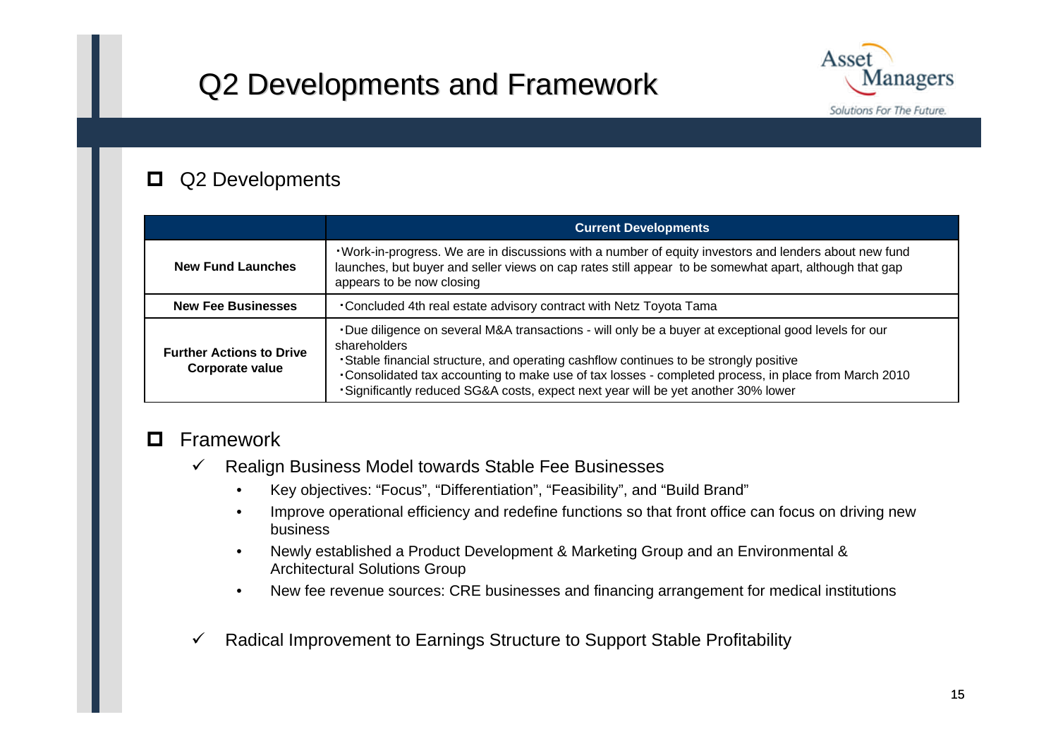# Q2 Developments and Framework

## Q2 Developments

| | Current Developments |
|---|---|
| **New Fund Launches** | ・Work-in-progress. We are in discussions with a number of equity investors and lenders about new fund launches, but buyer and seller views on cap rates still appear to be somewhat apart, although that gap appears to be now closing |
| **New Fee Businesses** | ・Concluded 4th real estate advisory contract with Netz Toyota Tama |
| **Further Actions to Drive Corporate value** | ・Due diligence on several M&A transactions - will only be a buyer at exceptional good levels for our shareholders<br>・Stable financial structure, and operating cashflow continues to be strongly positive<br>・Consolidated tax accounting to make use of tax losses - completed process, in place from March 2010<br>・Significantly reduced SG&A costs, expect next year will be yet another 30% lower |

## Framework

- ✓ Realign Business Model towards Stable Fee Businesses
  - Key objectives: “Focus”, “Differentiation”, “Feasibility”, and “Build Brand”
  - Improve operational efficiency and redefine functions so that front office can focus on driving new business
  - Newly established a Product Development & Marketing Group and an Environmental & Architectural Solutions Group
  - New fee revenue sources: CRE businesses and financing arrangement for medical institutions
- ✓ Radical Improvement to Earnings Structure to Support Stable Profitability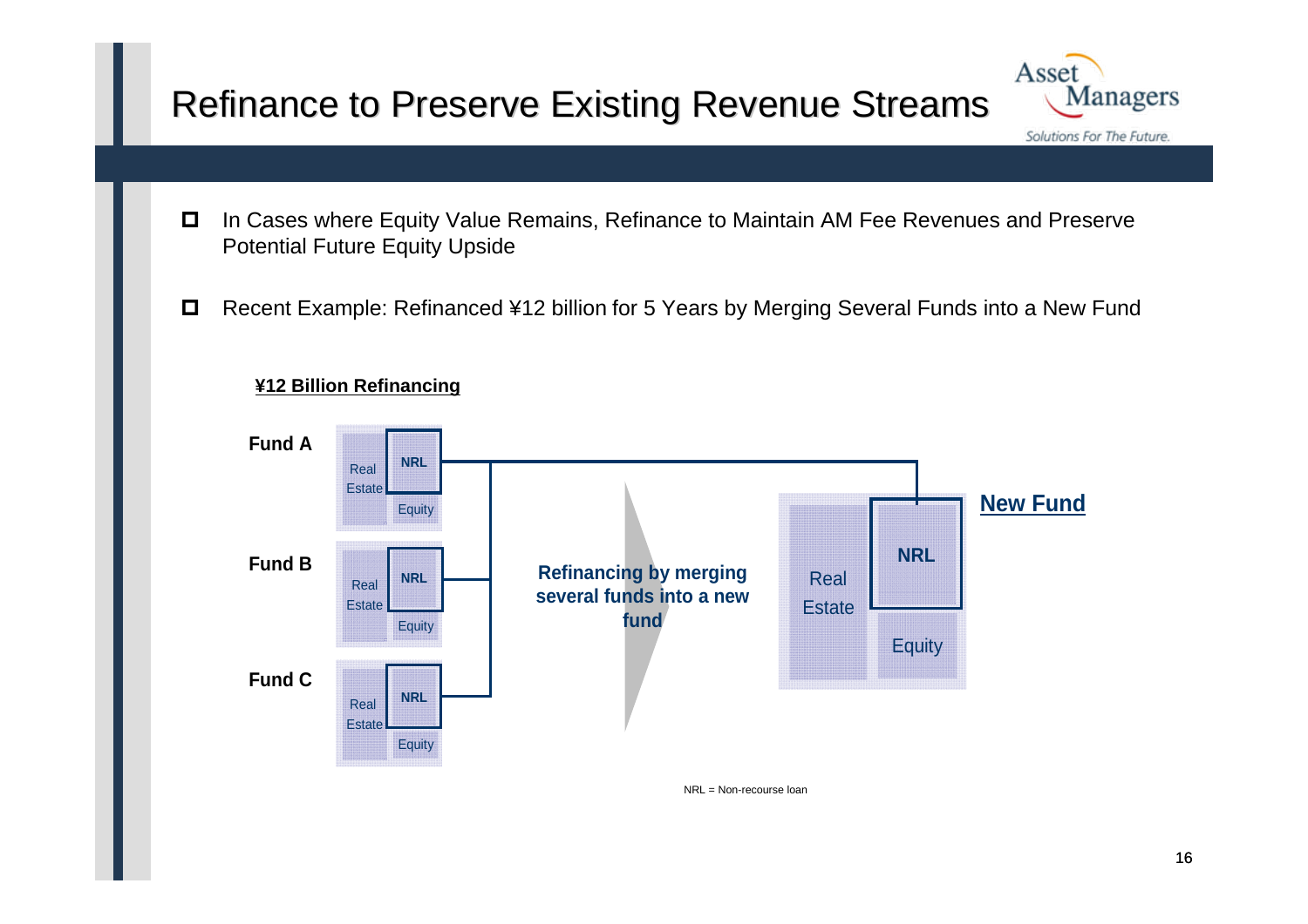# Refinance to Preserve Existing Revenue Streams

- In Cases where Equity Value Remains, Refinance to Maintain AM Fee Revenues and Preserve Potential Future Equity Upside
- Recent Example: Refinanced ¥12 billion for 5 Years by Merging Several Funds into a New Fund

**¥12 Billion Refinancing**

**Fund A**

Real Estate | NRL | Equity

**Fund B**

Real Estate | NRL | Equity

**Fund C**

Real Estate | NRL | Equity

**Refinancing by merging several funds into a new fund**

**New Fund**

Real Estate | NRL | Equity

NRL = Non-recourse loan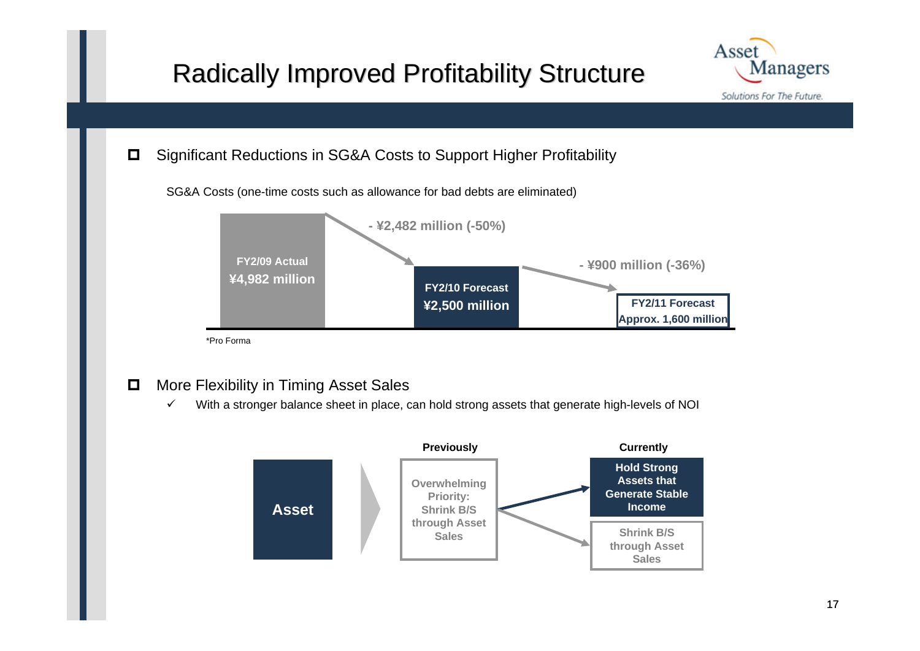# Radically Improved Profitability Structure

- Significant Reductions in SG&A Costs to Support Higher Profitability

SG&A Costs (one-time costs such as allowance for bad debts are eliminated)

| FY2/09 Actual | FY2/10 Forecast | FY2/11 Forecast |
|---|---|---|
| ¥4,982 million | ¥2,500 million | Approx. 1,600 million |

- ¥2,482 million (-50%)

- ¥900 million (-36%)

*Pro Forma

- More Flexibility in Timing Asset Sales
  - ✓ With a stronger balance sheet in place, can hold strong assets that generate high-levels of NOI

**Asset**

| Previously | Currently |
|---|---|
| Overwhelming Priority: Shrink B/S through Asset Sales | Hold Strong Assets that Generate Stable Income |
| | Shrink B/S through Asset Sales |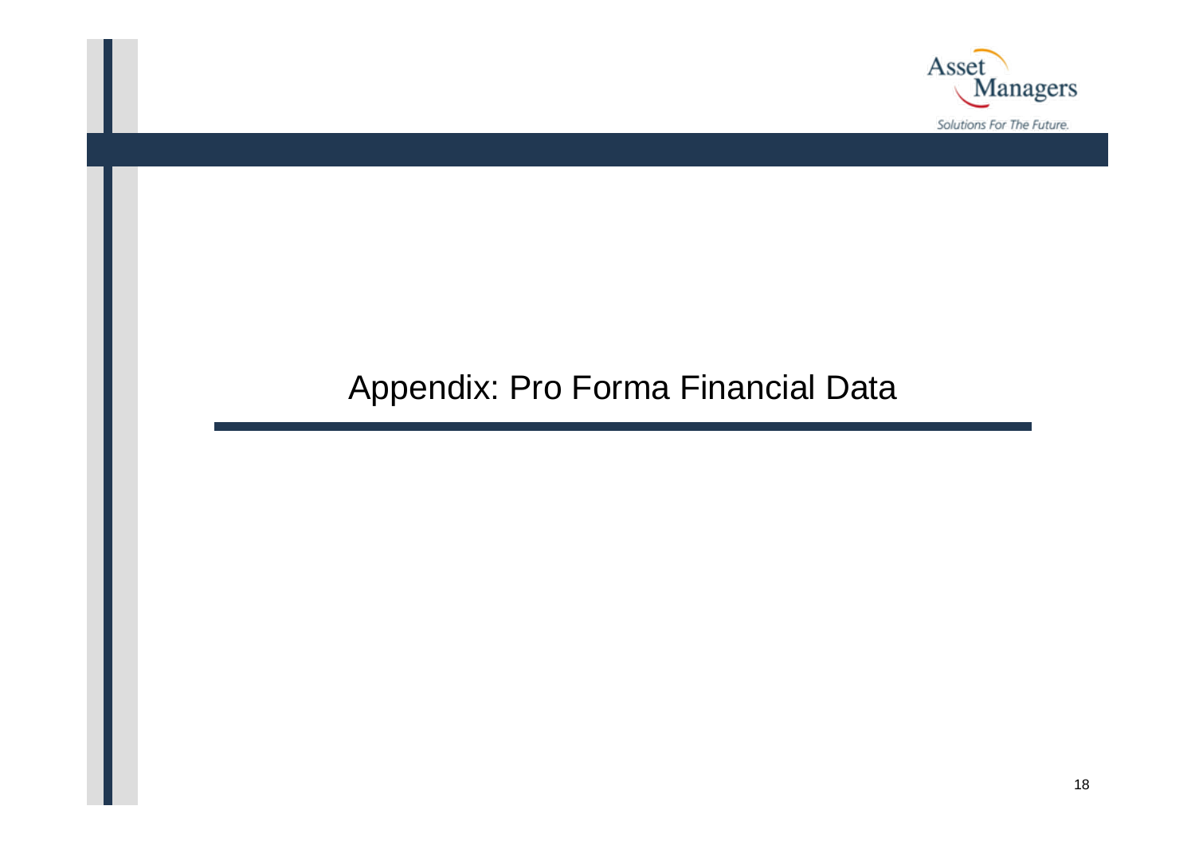# Appendix: Pro Forma Financial Data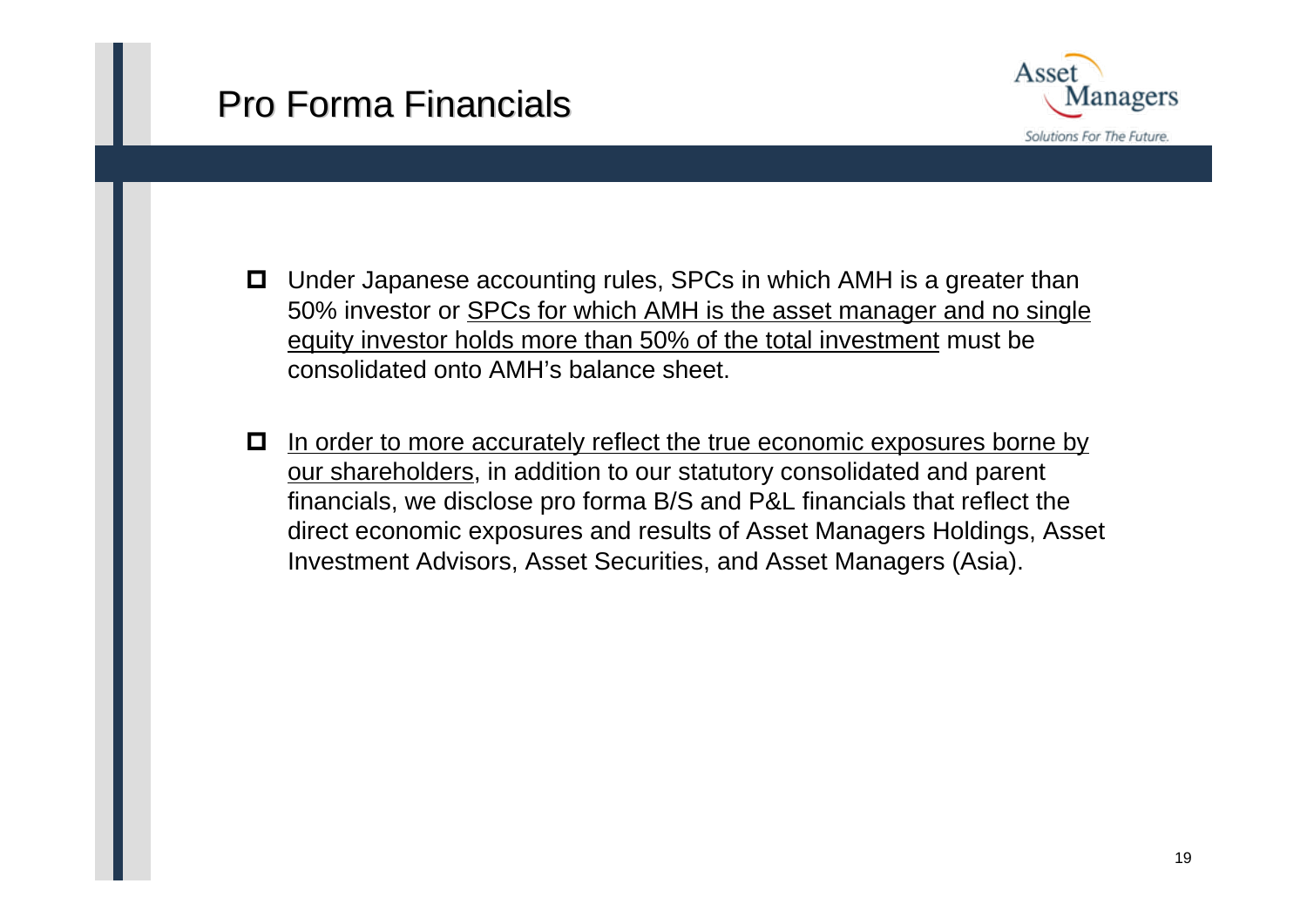# Pro Forma Financials

- Under Japanese accounting rules, SPCs in which AMH is a greater than 50% investor or SPCs for which AMH is the asset manager and no single equity investor holds more than 50% of the total investment must be consolidated onto AMH's balance sheet.

- In order to more accurately reflect the true economic exposures borne by our shareholders, in addition to our statutory consolidated and parent financials, we disclose pro forma B/S and P&L financials that reflect the direct economic exposures and results of Asset Managers Holdings, Asset Investment Advisors, Asset Securities, and Asset Managers (Asia).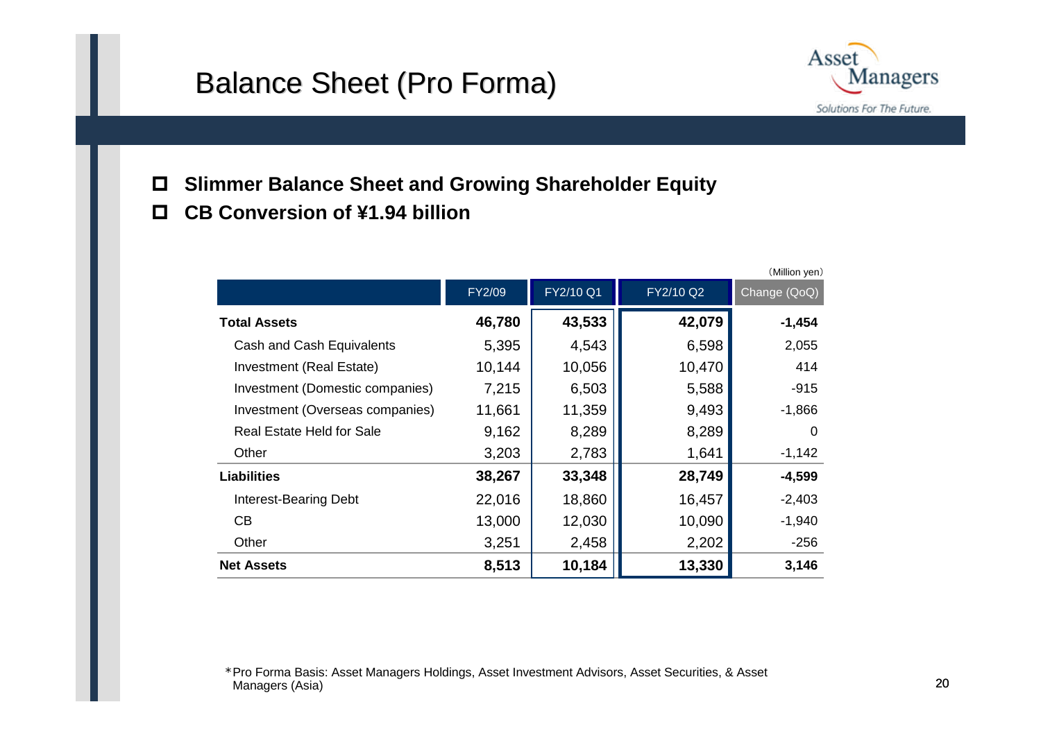# Balance Sheet (Pro Forma)

- Slimmer Balance Sheet and Growing Shareholder Equity
- CB Conversion of ¥1.94 billion

（Million yen）

| | FY2/09 | FY2/10 Q1 | FY2/10 Q2 | Change (QoQ) |
|---|---|---|---|---|
| **Total Assets** | **46,780** | **43,533** | **42,079** | **-1,454** |
| Cash and Cash Equivalents | 5,395 | 4,543 | 6,598 | 2,055 |
| Investment (Real Estate) | 10,144 | 10,056 | 10,470 | 414 |
| Investment (Domestic companies) | 7,215 | 6,503 | 5,588 | -915 |
| Investment (Overseas companies) | 11,661 | 11,359 | 9,493 | -1,866 |
| Real Estate Held for Sale | 9,162 | 8,289 | 8,289 | 0 |
| Other | 3,203 | 2,783 | 1,641 | -1,142 |
| **Liabilities** | **38,267** | **33,348** | **28,749** | **-4,599** |
| Interest-Bearing Debt | 22,016 | 18,860 | 16,457 | -2,403 |
| CB | 13,000 | 12,030 | 10,090 | -1,940 |
| Other | 3,251 | 2,458 | 2,202 | -256 |
| **Net Assets** | **8,513** | **10,184** | **13,330** | **3,146** |

*Pro Forma Basis: Asset Managers Holdings, Asset Investment Advisors, Asset Securities, & Asset Managers (Asia)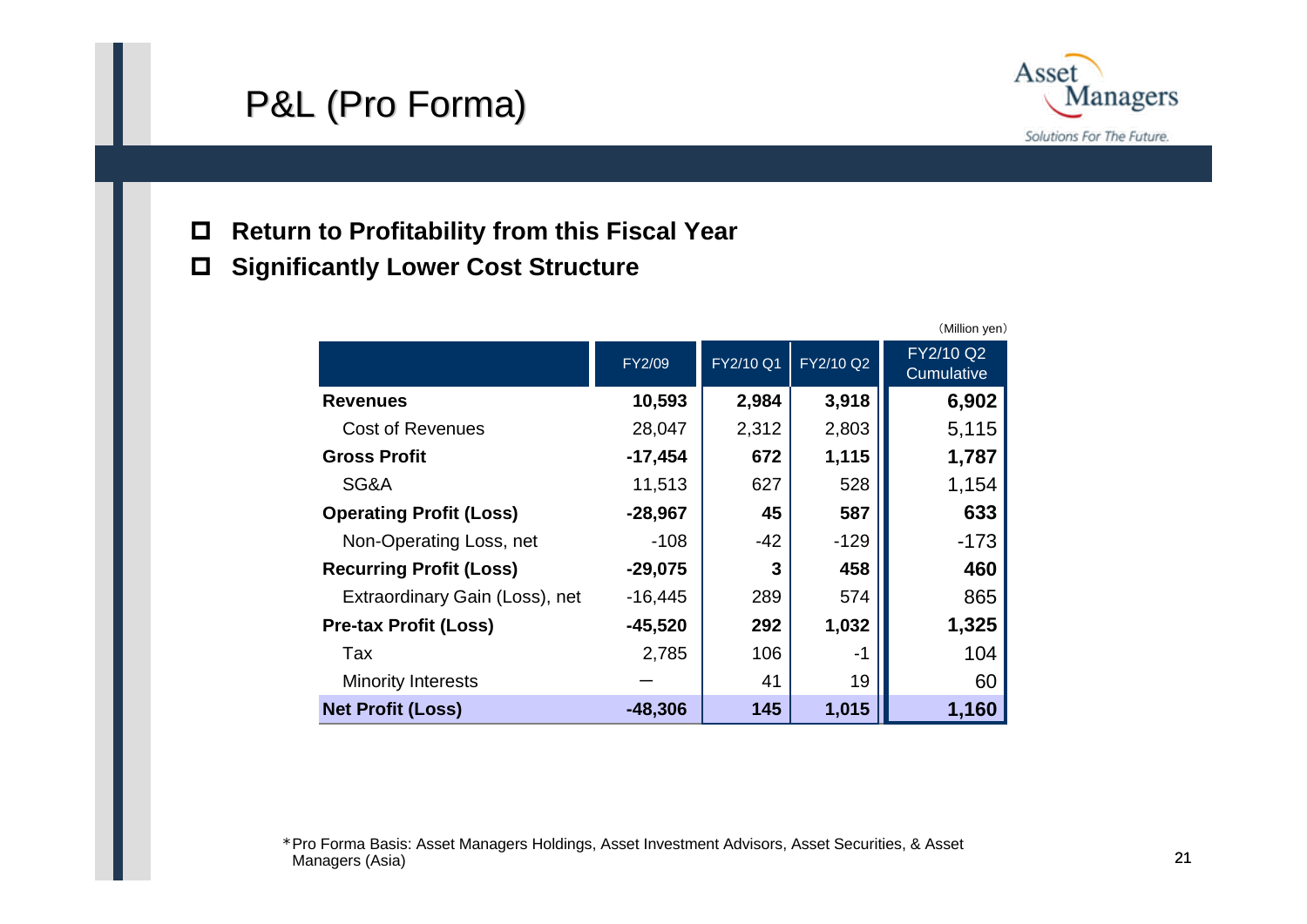# P&L (Pro Forma)

- **Return to Profitability from this Fiscal Year**
- **Significantly Lower Cost Structure**

(Million yen)

| | FY2/09 | FY2/10 Q1 | FY2/10 Q2 | FY2/10 Q2 Cumulative |
|---|---|---|---|---|
| **Revenues** | **10,593** | **2,984** | **3,918** | **6,902** |
| Cost of Revenues | 28,047 | 2,312 | 2,803 | 5,115 |
| **Gross Profit** | **-17,454** | **672** | **1,115** | **1,787** |
| SG&A | 11,513 | 627 | 528 | 1,154 |
| **Operating Profit (Loss)** | **-28,967** | **45** | **587** | **633** |
| Non-Operating Loss, net | -108 | -42 | -129 | -173 |
| **Recurring Profit (Loss)** | **-29,075** | **3** | **458** | **460** |
| Extraordinary Gain (Loss), net | -16,445 | 289 | 574 | 865 |
| **Pre-tax Profit (Loss)** | **-45,520** | **292** | **1,032** | **1,325** |
| Tax | 2,785 | 106 | -1 | 104 |
| Minority Interests | — | 41 | 19 | 60 |
| **Net Profit (Loss)** | **-48,306** | **145** | **1,015** | **1,160** |

*Pro Forma Basis: Asset Managers Holdings, Asset Investment Advisors, Asset Securities, & Asset Managers (Asia)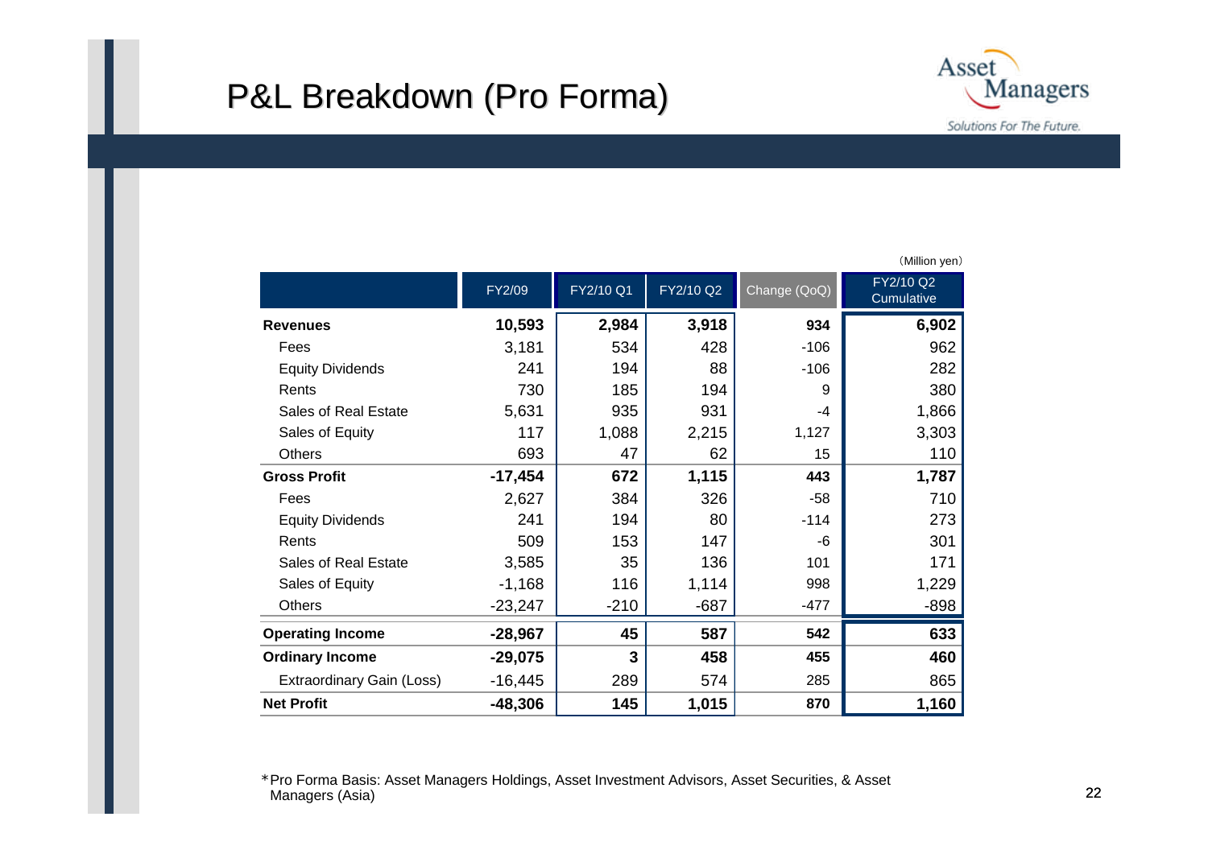# P&L Breakdown (Pro Forma)

（Million yen）

| | FY2/09 | FY2/10 Q1 | FY2/10 Q2 | Change (QoQ) | FY2/10 Q2 Cumulative |
|---|---|---|---|---|---|
| **Revenues** | **10,593** | **2,984** | **3,918** | **934** | **6,902** |
| Fees | 3,181 | 534 | 428 | -106 | 962 |
| Equity Dividends | 241 | 194 | 88 | -106 | 282 |
| Rents | 730 | 185 | 194 | 9 | 380 |
| Sales of Real Estate | 5,631 | 935 | 931 | -4 | 1,866 |
| Sales of Equity | 117 | 1,088 | 2,215 | 1,127 | 3,303 |
| Others | 693 | 47 | 62 | 15 | 110 |
| **Gross Profit** | **-17,454** | **672** | **1,115** | **443** | **1,787** |
| Fees | 2,627 | 384 | 326 | -58 | 710 |
| Equity Dividends | 241 | 194 | 80 | -114 | 273 |
| Rents | 509 | 153 | 147 | -6 | 301 |
| Sales of Real Estate | 3,585 | 35 | 136 | 101 | 171 |
| Sales of Equity | -1,168 | 116 | 1,114 | 998 | 1,229 |
| Others | -23,247 | -210 | -687 | -477 | -898 |
| **Operating Income** | **-28,967** | **45** | **587** | **542** | **633** |
| **Ordinary Income** | **-29,075** | **3** | **458** | **455** | **460** |
| Extraordinary Gain (Loss) | -16,445 | 289 | 574 | 285 | 865 |
| **Net Profit** | **-48,306** | **145** | **1,015** | **870** | **1,160** |

＊Pro Forma Basis: Asset Managers Holdings, Asset Investment Advisors, Asset Securities, & Asset Managers (Asia)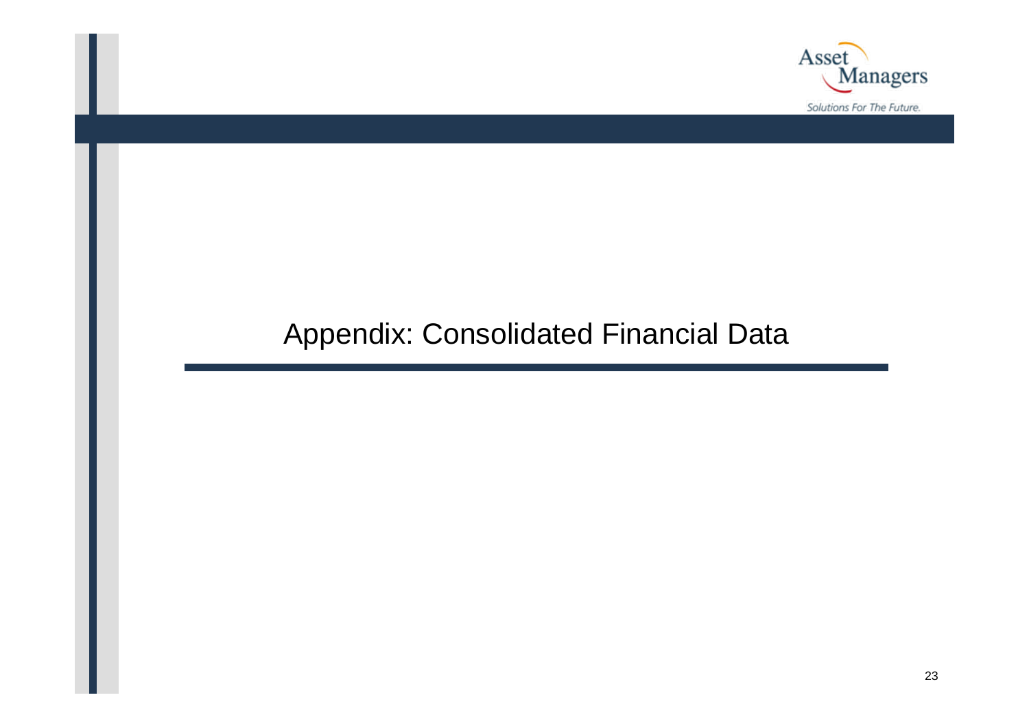# Appendix: Consolidated Financial Data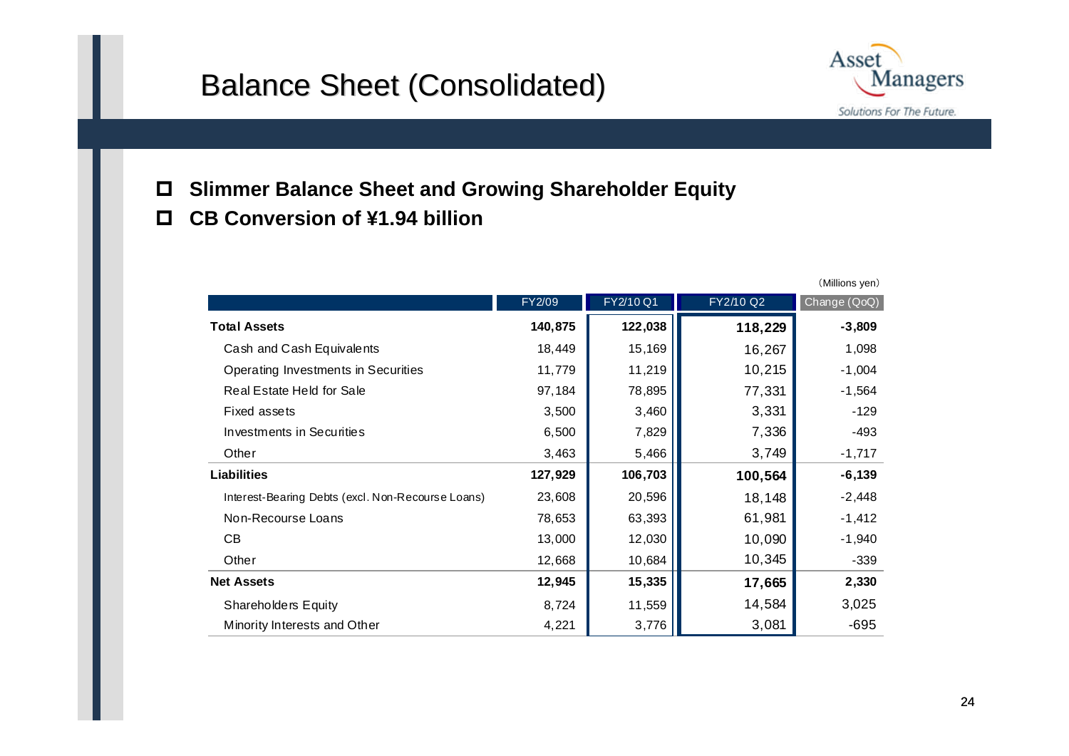# Balance Sheet (Consolidated)

- **Slimmer Balance Sheet and Growing Shareholder Equity**
- **CB Conversion of ¥1.94 billion**

(Millions yen)

| | FY2/09 | FY2/10 Q1 | FY2/10 Q2 | Change (QoQ) |
|---|---|---|---|---|
| **Total Assets** | **140,875** | **122,038** | **118,229** | **-3,809** |
| Cash and Cash Equivalents | 18,449 | 15,169 | 16,267 | 1,098 |
| Operating Investments in Securities | 11,779 | 11,219 | 10,215 | -1,004 |
| Real Estate Held for Sale | 97,184 | 78,895 | 77,331 | -1,564 |
| Fixed assets | 3,500 | 3,460 | 3,331 | -129 |
| Investments in Securities | 6,500 | 7,829 | 7,336 | -493 |
| Other | 3,463 | 5,466 | 3,749 | -1,717 |
| **Liabilities** | **127,929** | **106,703** | **100,564** | **-6,139** |
| Interest-Bearing Debts (excl. Non-Recourse Loans) | 23,608 | 20,596 | 18,148 | -2,448 |
| Non-Recourse Loans | 78,653 | 63,393 | 61,981 | -1,412 |
| CB | 13,000 | 12,030 | 10,090 | -1,940 |
| Other | 12,668 | 10,684 | 10,345 | -339 |
| **Net Assets** | **12,945** | **15,335** | **17,665** | **2,330** |
| Shareholders Equity | 8,724 | 11,559 | 14,584 | 3,025 |
| Minority Interests and Other | 4,221 | 3,776 | 3,081 | -695 |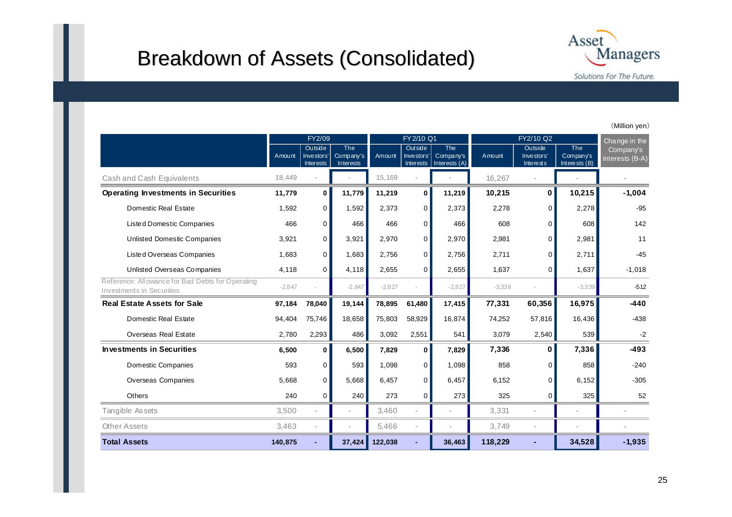# Breakdown of Assets (Consolidated)

Asset Managers
Solutions For The Future.

(Million yen)

| | FY2/09 | | | FY2/10 Q1 | | | FY2/10 Q2 | | | Change in the Company's Interests (B-A) |
|---|---|---|---|---|---|---|---|---|---|---|
| | Amount | Outside Investors' Interests | The Company's Interests | Amount | Outside Investors' Interests | The Company's Interests (A) | Amount | Outside Investors' Interests | The Company's Interests (B) | |
| Cash and Cash Equivalents | 18,449 | - | - | 15,169 | - | - | 16,267 | - | - | - |
| **Operating Investments in Securities** | **11,779** | **0** | **11,779** | **11,219** | **0** | **11,219** | **10,215** | **0** | **10,215** | **-1,004** |
| Domestic Real Estate | 1,592 | 0 | 1,592 | 2,373 | 0 | 2,373 | 2,278 | 0 | 2,278 | -95 |
| Listed Domestic Companies | 466 | 0 | 466 | 466 | 0 | 466 | 608 | 0 | 608 | 142 |
| Unlisted Domestic Companies | 3,921 | 0 | 3,921 | 2,970 | 0 | 2,970 | 2,981 | 0 | 2,981 | 11 |
| Listed Overseas Companies | 1,683 | 0 | 1,683 | 2,756 | 0 | 2,756 | 2,711 | 0 | 2,711 | -45 |
| Unlisted Overseas Companies | 4,118 | 0 | 4,118 | 2,655 | 0 | 2,655 | 1,637 | 0 | 1,637 | -1,018 |
| Reference: Allowance for Bad Debts for Operating Investments in Securities | -2,847 | - | -2,847 | -2,827 | - | -2,827 | -3,339 | - | -3,339 | -512 |
| **Real Estate Assets for Sale** | **97,184** | **78,040** | **19,144** | **78,895** | **61,480** | **17,415** | **77,331** | **60,356** | **16,975** | **-440** |
| Domestic Real Estate | 94,404 | 75,746 | 18,658 | 75,803 | 58,929 | 16,874 | 74,252 | 57,816 | 16,436 | -438 |
| Overseas Real Estate | 2,780 | 2,293 | 486 | 3,092 | 2,551 | 541 | 3,079 | 2,540 | 539 | -2 |
| **Investments in Securities** | **6,500** | **0** | **6,500** | **7,829** | **0** | **7,829** | **7,336** | **0** | **7,336** | **-493** |
| Domestic Companies | 593 | 0 | 593 | 1,098 | 0 | 1,098 | 858 | 0 | 858 | -240 |
| Overseas Companies | 5,668 | 0 | 5,668 | 6,457 | 0 | 6,457 | 6,152 | 0 | 6,152 | -305 |
| Others | 240 | 0 | 240 | 273 | 0 | 273 | 325 | 0 | 325 | 52 |
| Tangible Assets | 3,500 | - | - | 3,460 | - | - | 3,331 | - | - | - |
| Other Assets | 3,463 | - | - | 5,466 | - | - | 3,749 | - | - | - |
| **Total Assets** | **140,875** | **-** | **37,424** | **122,038** | **-** | **36,463** | **118,229** | **-** | **34,528** | **-1,935** |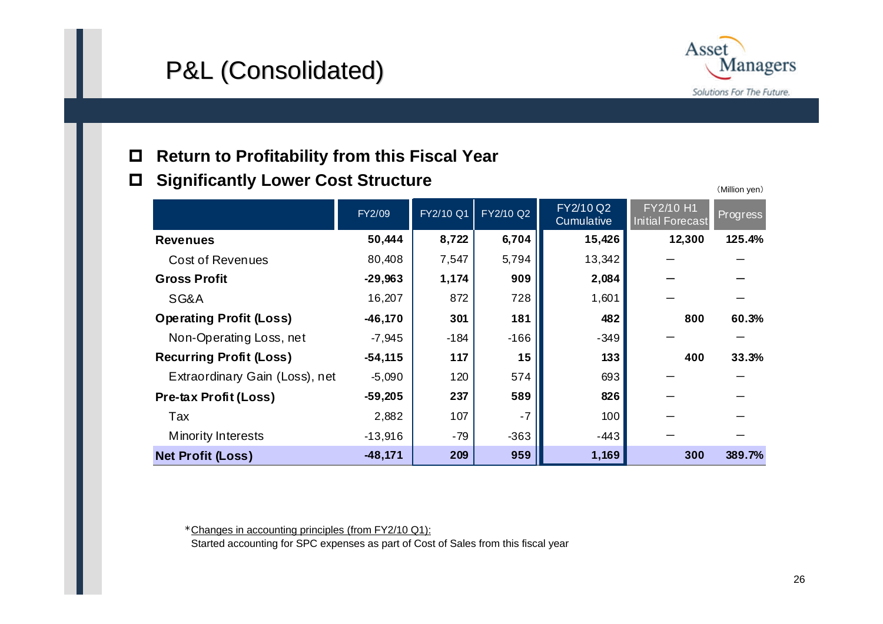# P&L (Consolidated)

- **Return to Profitability from this Fiscal Year**
- **Significantly Lower Cost Structure**

(Million yen)

| | FY2/09 | FY2/10 Q1 | FY2/10 Q2 | FY2/10 Q2 Cumulative | FY2/10 H1 Initial Forecast | Progress |
|---|---|---|---|---|---|---|
| **Revenues** | **50,444** | **8,722** | **6,704** | **15,426** | **12,300** | **125.4%** |
| Cost of Revenues | 80,408 | 7,547 | 5,794 | 13,342 | ― | ― |
| **Gross Profit** | **-29,963** | **1,174** | **909** | **2,084** | ― | ― |
| SG&A | 16,207 | 872 | 728 | 1,601 | ― | ― |
| **Operating Profit (Loss)** | **-46,170** | **301** | **181** | **482** | **800** | **60.3%** |
| Non-Operating Loss, net | -7,945 | -184 | -166 | -349 | ― | ― |
| **Recurring Profit (Loss)** | **-54,115** | **117** | **15** | **133** | **400** | **33.3%** |
| Extraordinary Gain (Loss), net | -5,090 | 120 | 574 | 693 | ― | ― |
| **Pre-tax Profit (Loss)** | **-59,205** | **237** | **589** | **826** | ― | ― |
| Tax | 2,882 | 107 | -7 | 100 | ― | ― |
| Minority Interests | -13,916 | -79 | -363 | -443 | ― | ― |
| **Net Profit (Loss)** | **-48,171** | **209** | **959** | **1,169** | **300** | **389.7%** |

*Changes in accounting principles (from FY2/10 Q1):
Started accounting for SPC expenses as part of Cost of Sales from this fiscal year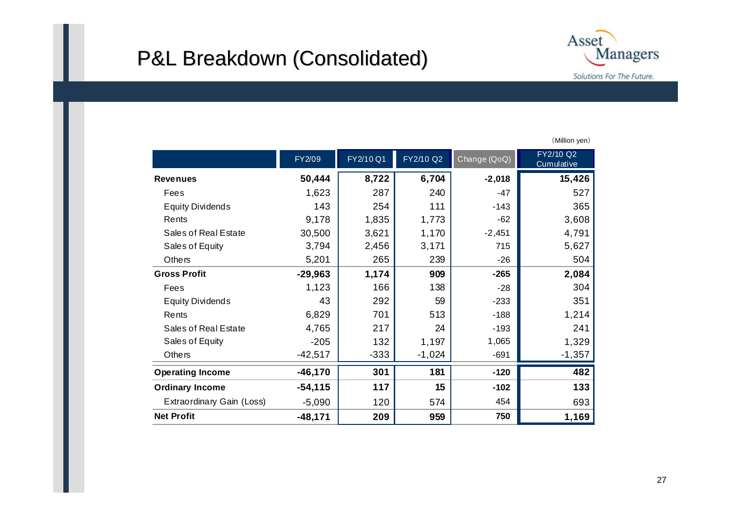# P&L Breakdown (Consolidated)

(Million yen)

| | FY2/09 | FY2/10 Q1 | FY2/10 Q2 | Change (QoQ) | FY2/10 Q2 Cumulative |
|---|---|---|---|---|---|
| **Revenues** | **50,444** | **8,722** | **6,704** | **-2,018** | **15,426** |
| Fees | 1,623 | 287 | 240 | -47 | 527 |
| Equity Dividends | 143 | 254 | 111 | -143 | 365 |
| Rents | 9,178 | 1,835 | 1,773 | -62 | 3,608 |
| Sales of Real Estate | 30,500 | 3,621 | 1,170 | -2,451 | 4,791 |
| Sales of Equity | 3,794 | 2,456 | 3,171 | 715 | 5,627 |
| Others | 5,201 | 265 | 239 | -26 | 504 |
| **Gross Profit** | **-29,963** | **1,174** | **909** | **-265** | **2,084** |
| Fees | 1,123 | 166 | 138 | -28 | 304 |
| Equity Dividends | 43 | 292 | 59 | -233 | 351 |
| Rents | 6,829 | 701 | 513 | -188 | 1,214 |
| Sales of Real Estate | 4,765 | 217 | 24 | -193 | 241 |
| Sales of Equity | -205 | 132 | 1,197 | 1,065 | 1,329 |
| Others | -42,517 | -333 | -1,024 | -691 | -1,357 |
| **Operating Income** | **-46,170** | **301** | **181** | **-120** | **482** |
| **Ordinary Income** | **-54,115** | **117** | **15** | **-102** | **133** |
| Extraordinary Gain (Loss) | -5,090 | 120 | 574 | 454 | 693 |
| **Net Profit** | **-48,171** | **209** | **959** | **750** | **1,169** |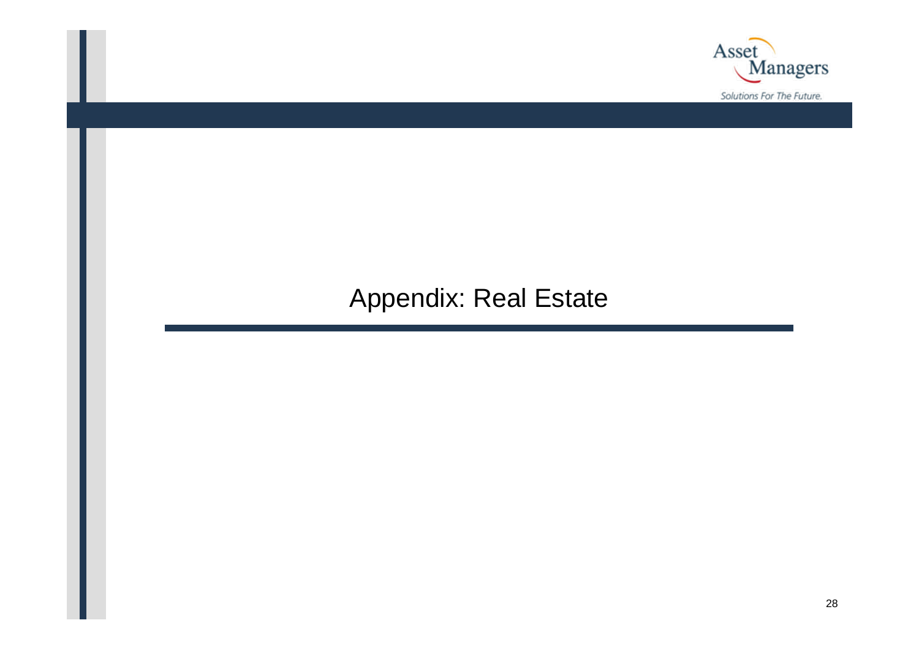# Appendix: Real Estate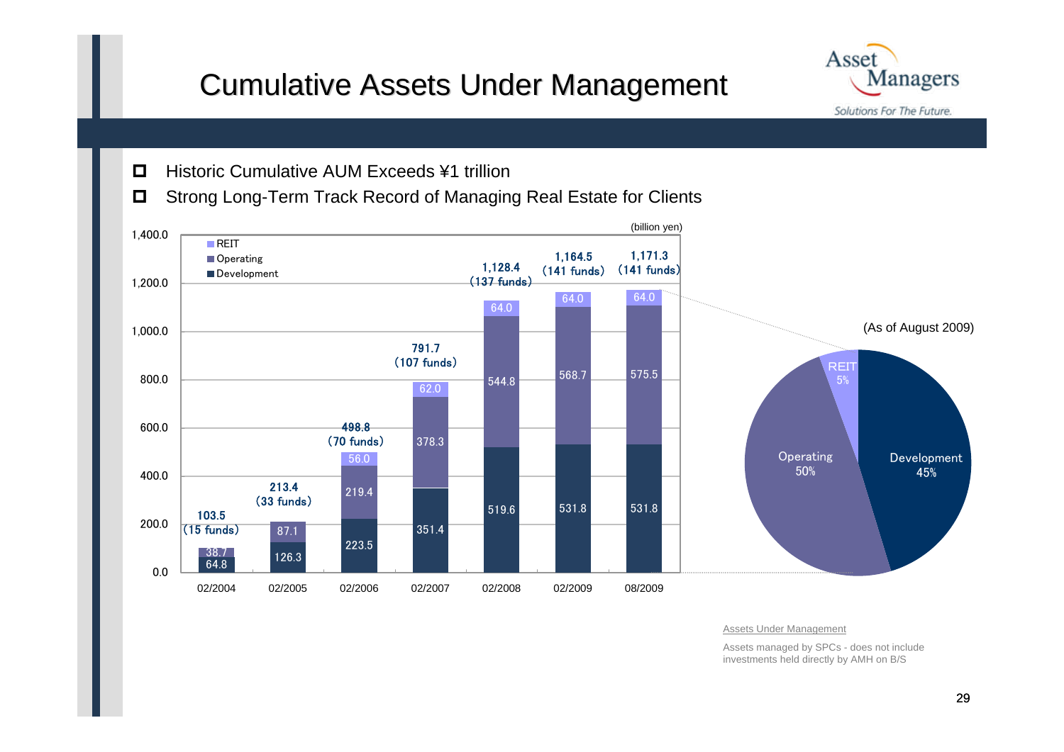# Cumulative Assets Under Management

- Historic Cumulative AUM Exceeds ¥1 trillion
- Strong Long-Term Track Record of Managing Real Estate for Clients

(billion yen)

| | 02/2004 | 02/2005 | 02/2006 | 02/2007 | 02/2008 | 02/2009 | 08/2009 |
|---|---|---|---|---|---|---|---|
| REIT | | | 56.0 | 62.0 | 64.0 | 64.0 | 64.0 |
| Operating | 38.7 | 87.1 | 219.4 | 378.3 | 544.8 | 568.7 | 575.5 |
| Development | 64.8 | 126.3 | 223.5 | 351.4 | 519.6 | 531.8 | 531.8 |
| Total | 103.5 (15 funds) | 213.4 (33 funds) | 498.8 (70 funds) | 791.7 (107 funds) | 1,128.4 (137 funds) | 1,164.5 (141 funds) | 1,171.3 (141 funds) |

(As of August 2009)

| | Share |
|---|---|
| REIT | 5% |
| Operating | 50% |
| Development | 45% |

Assets Under Management

Assets managed by SPCs - does not include investments held directly by AMH on B/S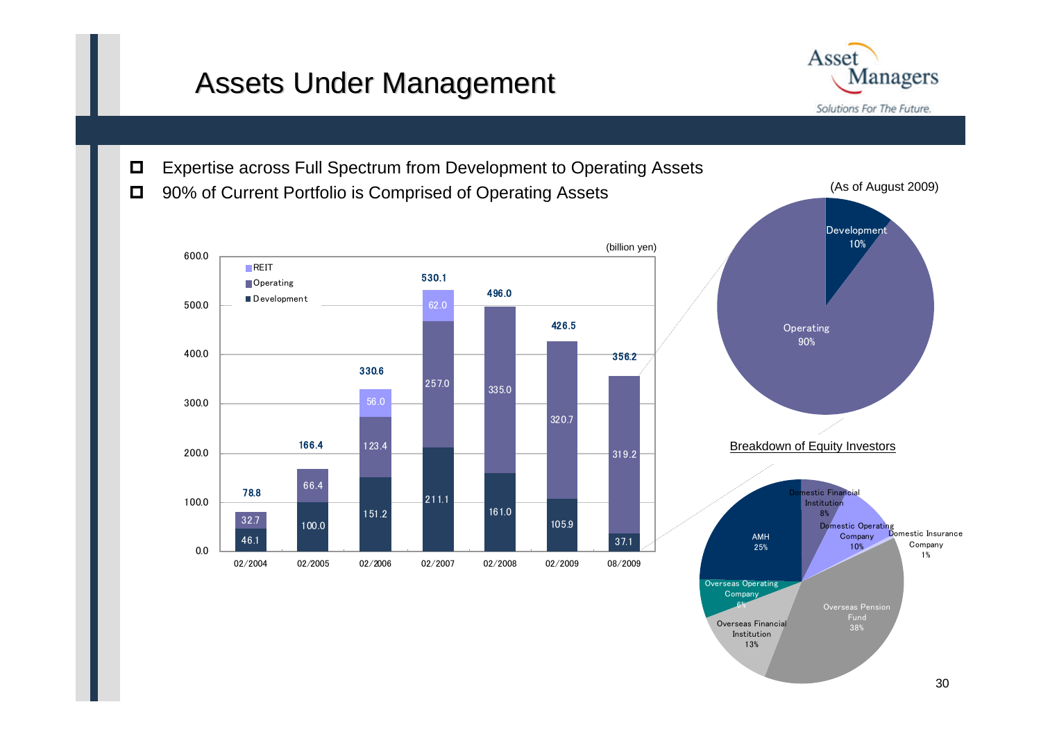# Assets Under Management

- Expertise across Full Spectrum from Development to Operating Assets
- 90% of Current Portfolio is Comprised of Operating Assets

(billion yen)

| | 02/2004 | 02/2005 | 02/2006 | 02/2007 | 02/2008 | 02/2009 | 08/2009 |
|---|---|---|---|---|---|---|---|
| REIT | | | 56.0 | 62.0 | | | |
| Operating | 32.7 | 66.4 | 123.4 | 257.0 | 335.0 | 320.7 | 319.2 |
| Development | 46.1 | 100.0 | 151.2 | 211.1 | 161.0 | 105.9 | 37.1 |
| Total | 78.8 | 166.4 | 330.6 | 530.1 | 496.0 | 426.5 | 356.2 |

(As of August 2009)

| | |
|---|---|
| Development | 10% |
| Operating | 90% |

Breakdown of Equity Investors

| Investor | Share |
|---|---|
| Domestic Financial Institution | 8% |
| Domestic Operating Company | 10% |
| Domestic Insurance Company | 1% |
| Overseas Pension Fund | 38% |
| Overseas Financial Institution | 13% |
| Overseas Operating Company | 6% |
| AMH | 25% |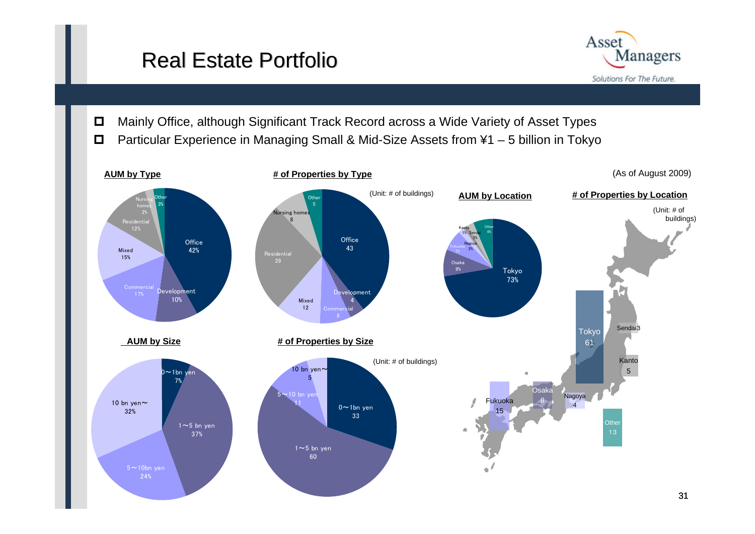# Real Estate Portfolio

- Mainly Office, although Significant Track Record across a Wide Variety of Asset Types
- Particular Experience in Managing Small & Mid-Size Assets from ¥1 – 5 billion in Tokyo

(As of August 2009)

**AUM by Type**

| Type | Share |
|---|---|
| Office | 42% |
| Development | 10% |
| Commercial | 17% |
| Mixed | 15% |
| Residential | 12% |
| Nursing homes | 2% |
| Other | 3% |

**# of Properties by Type**

(Unit: # of buildings)

| Type | # |
|---|---|
| Office | 43 |
| Development | 4 |
| Commercial | 8 |
| Mixed | 12 |
| Residential | 29 |
| Nursing homes | 8 |
| Other | 5 |

**AUM by Location**

| Location | Share |
|---|---|
| Tokyo | 73% |
| Osaka | 9% |
| Fukuoka | 7% |
| Nagoya | 2% |
| Sendai | 2% |
| Kanto | 1% |
| Other | 6% |

**# of Properties by Location**

(Unit: # of buildings)

| Location | # |
|---|---|
| Tokyo | 61 |
| Sendai | 3 |
| Kanto | 5 |
| Nagoya | 4 |
| Osaka | 8 |
| Fukuoka | 15 |
| Other | 13 |

**AUM by Size**

| Size | Share |
|---|---|
| 0～1bn yen | 7% |
| 1～5 bn yen | 37% |
| 5～10bn yen | 24% |
| 10 bn yen～ | 32% |

**# of Properties by Size**

(Unit: # of buildings)

| Size | # |
|---|---|
| 0～1bn yen | 33 |
| 1～5 bn yen | 60 |
| 5～10 bn yen | 11 |
| 10 bn yen～ | 5 |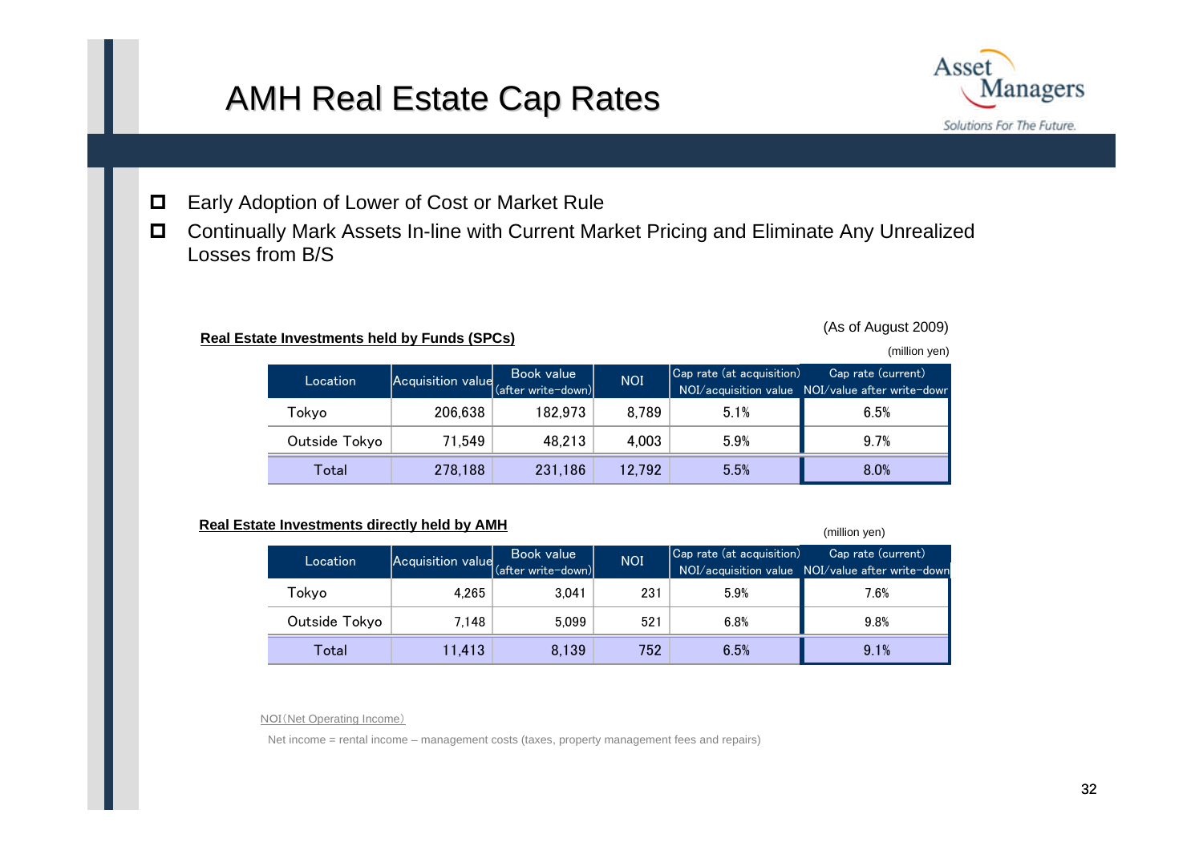# AMH Real Estate Cap Rates

- Early Adoption of Lower of Cost or Market Rule
- Continually Mark Assets In-line with Current Market Pricing and Eliminate Any Unrealized Losses from B/S

**Real Estate Investments held by Funds (SPCs)**

(As of August 2009)

(million yen)

| Location | Acquisition value | Book value (after write-down) | NOI | Cap rate (at acquisition) NOI/acquisition value | Cap rate (current) NOI/value after write-down |
|---|---|---|---|---|---|
| Tokyo | 206,638 | 182,973 | 8,789 | 5.1% | 6.5% |
| Outside Tokyo | 71,549 | 48,213 | 4,003 | 5.9% | 9.7% |
| Total | 278,188 | 231,186 | 12,792 | 5.5% | 8.0% |

**Real Estate Investments directly held by AMH**

(million yen)

| Location | Acquisition value | Book value (after write-down) | NOI | Cap rate (at acquisition) NOI/acquisition value | Cap rate (current) NOI/value after write-down |
|---|---|---|---|---|---|
| Tokyo | 4,265 | 3,041 | 231 | 5.9% | 7.6% |
| Outside Tokyo | 7,148 | 5,099 | 521 | 6.8% | 9.8% |
| Total | 11,413 | 8,139 | 752 | 6.5% | 9.1% |

NOI（Net Operating Income）

Net income = rental income – management costs (taxes, property management fees and repairs)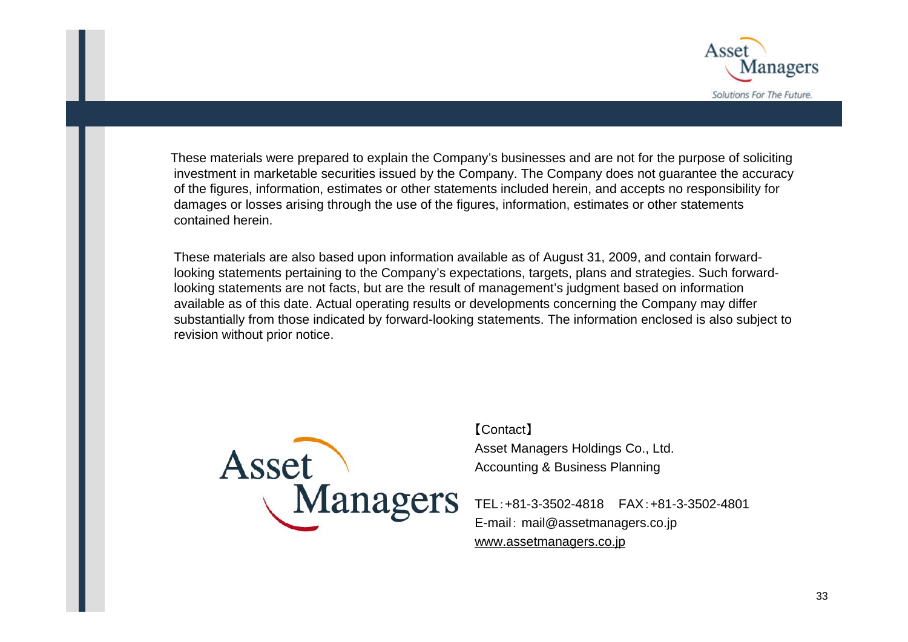These materials were prepared to explain the Company's businesses and are not for the purpose of soliciting investment in marketable securities issued by the Company. The Company does not guarantee the accuracy of the figures, information, estimates or other statements included herein, and accepts no responsibility for damages or losses arising through the use of the figures, information, estimates or other statements contained herein.

These materials are also based upon information available as of August 31, 2009, and contain forward-looking statements pertaining to the Company's expectations, targets, plans and strategies. Such forward-looking statements are not facts, but are the result of management's judgment based on information available as of this date. Actual operating results or developments concerning the Company may differ substantially from those indicated by forward-looking statements. The information enclosed is also subject to revision without prior notice.

【Contact】

Asset Managers Holdings Co., Ltd.

Accounting & Business Planning

TEL：+81-3-3502-4818　FAX：+81-3-3502-4801

E-mail：mail@assetmanagers.co.jp

www.assetmanagers.co.jp